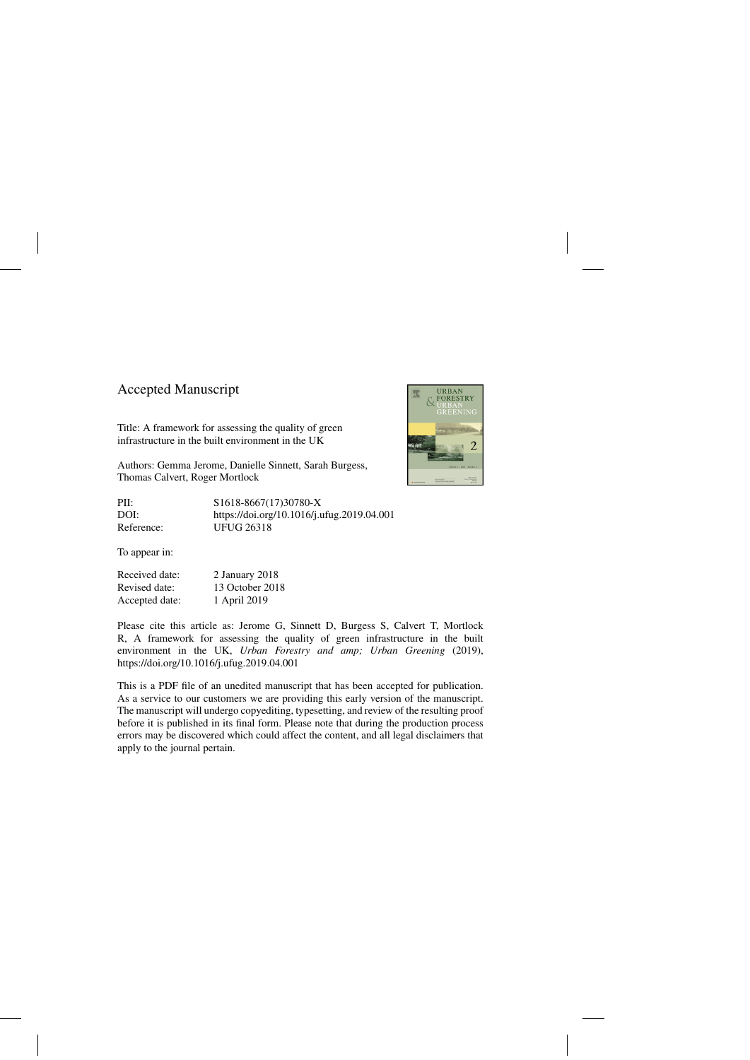## Accepted Manuscript

Title: A framework for assessing the quality of green infrastructure in the built environment in the UK

Authors: Gemma Jerome, Danielle Sinnett, Sarah Burgess, Thomas Calvert, Roger Mortlock

| | |
|---|---|
| PII: | S1618-8667(17)30780-X |
| DOI: | https://doi.org/10.1016/j.ufug.2019.04.001 |
| Reference: | UFUG 26318 |

To appear in:

| | |
|---|---|
| Received date: | 2 January 2018 |
| Revised date: | 13 October 2018 |
| Accepted date: | 1 April 2019 |

Please cite this article as: Jerome G, Sinnett D, Burgess S, Calvert T, Mortlock R, A framework for assessing the quality of green infrastructure in the built environment in the UK, *Urban Forestry and amp; Urban Greening* (2019), https://doi.org/10.1016/j.ufug.2019.04.001

This is a PDF file of an unedited manuscript that has been accepted for publication. As a service to our customers we are providing this early version of the manuscript. The manuscript will undergo copyediting, typesetting, and review of the resulting proof before it is published in its final form. Please note that during the production process errors may be discovered which could affect the content, and all legal disclaimers that apply to the journal pertain.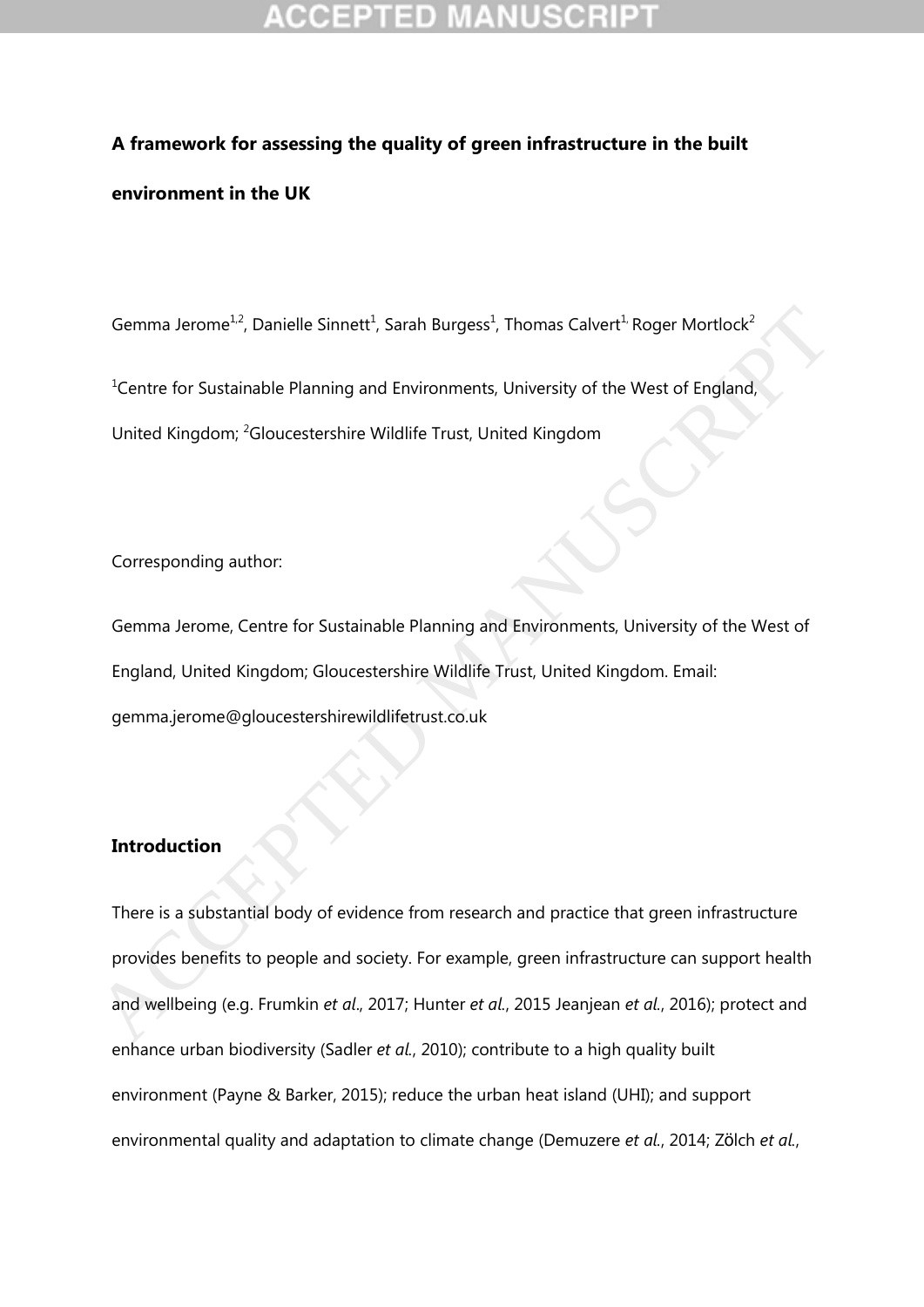**A framework for assessing the quality of green infrastructure in the built environment in the UK**

Gemma Jerome[1,2], Danielle Sinnett[1], Sarah Burgess[1], Thomas Calvert[1,] Roger Mortlock[2]

[1]Centre for Sustainable Planning and Environments, University of the West of England, United Kingdom; [2]Gloucestershire Wildlife Trust, United Kingdom

Corresponding author:

Gemma Jerome, Centre for Sustainable Planning and Environments, University of the West of England, United Kingdom; Gloucestershire Wildlife Trust, United Kingdom. Email: gemma.jerome@gloucestershirewildlifetrust.co.uk

## Introduction

There is a substantial body of evidence from research and practice that green infrastructure provides benefits to people and society. For example, green infrastructure can support health and wellbeing (e.g. Frumkin *et al*., 2017; Hunter *et al.*, 2015 Jeanjean *et al.*, 2016); protect and enhance urban biodiversity (Sadler *et al.*, 2010); contribute to a high quality built environment (Payne & Barker, 2015); reduce the urban heat island (UHI); and support environmental quality and adaptation to climate change (Demuzere *et al.*, 2014; Zölch *et al.*,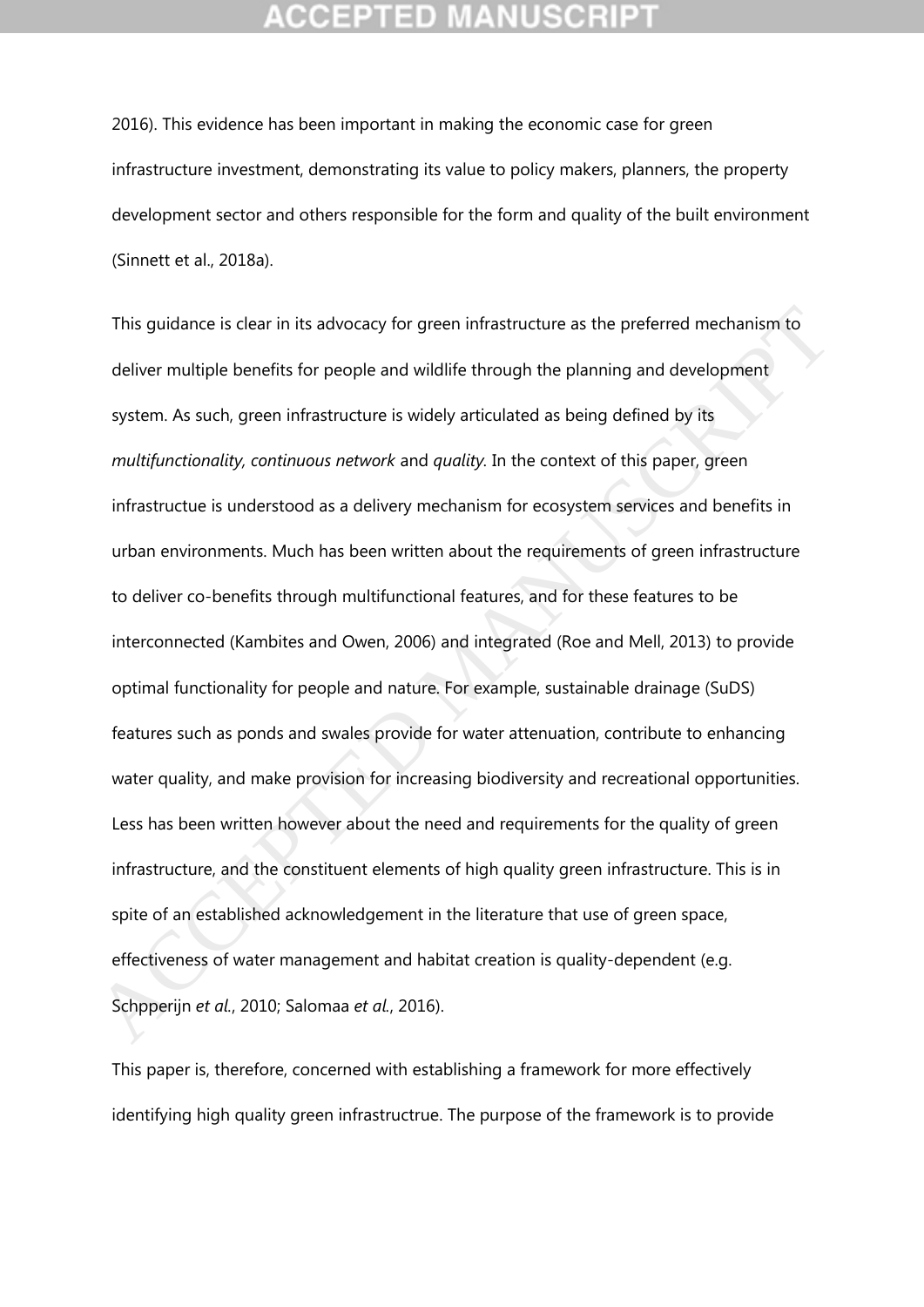2016). This evidence has been important in making the economic case for green infrastructure investment, demonstrating its value to policy makers, planners, the property development sector and others responsible for the form and quality of the built environment (Sinnett et al., 2018a).

This guidance is clear in its advocacy for green infrastructure as the preferred mechanism to deliver multiple benefits for people and wildlife through the planning and development system. As such, green infrastructure is widely articulated as being defined by its *multifunctionality, continuous network* and *quality*. In the context of this paper, green infrastructue is understood as a delivery mechanism for ecosystem services and benefits in urban environments. Much has been written about the requirements of green infrastructure to deliver co-benefits through multifunctional features, and for these features to be interconnected (Kambites and Owen, 2006) and integrated (Roe and Mell, 2013) to provide optimal functionality for people and nature. For example, sustainable drainage (SuDS) features such as ponds and swales provide for water attenuation, contribute to enhancing water quality, and make provision for increasing biodiversity and recreational opportunities. Less has been written however about the need and requirements for the quality of green infrastructure, and the constituent elements of high quality green infrastructure. This is in spite of an established acknowledgement in the literature that use of green space, effectiveness of water management and habitat creation is quality-dependent (e.g. Schpperijn *et al.*, 2010; Salomaa *et al.*, 2016).

This paper is, therefore, concerned with establishing a framework for more effectively identifying high quality green infrastructrue. The purpose of the framework is to provide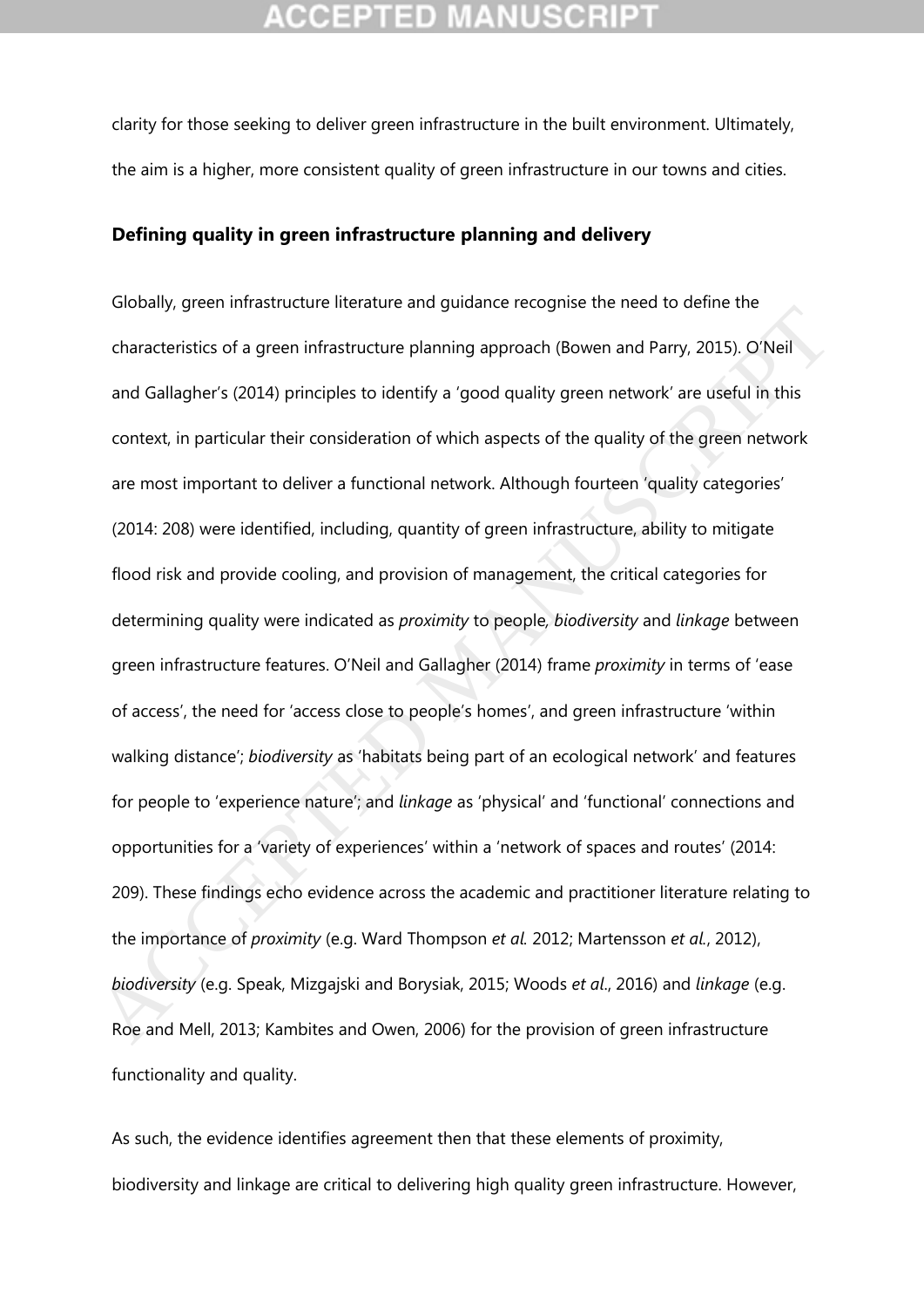clarity for those seeking to deliver green infrastructure in the built environment. Ultimately, the aim is a higher, more consistent quality of green infrastructure in our towns and cities.

## Defining quality in green infrastructure planning and delivery

Globally, green infrastructure literature and guidance recognise the need to define the characteristics of a green infrastructure planning approach (Bowen and Parry, 2015). O'Neil and Gallagher's (2014) principles to identify a 'good quality green network' are useful in this context, in particular their consideration of which aspects of the quality of the green network are most important to deliver a functional network. Although fourteen 'quality categories' (2014: 208) were identified, including, quantity of green infrastructure, ability to mitigate flood risk and provide cooling, and provision of management, the critical categories for determining quality were indicated as *proximity* to people, *biodiversity* and *linkage* between green infrastructure features. O'Neil and Gallagher (2014) frame *proximity* in terms of 'ease of access', the need for 'access close to people's homes', and green infrastructure 'within walking distance'; *biodiversity* as 'habitats being part of an ecological network' and features for people to 'experience nature'; and *linkage* as 'physical' and 'functional' connections and opportunities for a 'variety of experiences' within a 'network of spaces and routes' (2014: 209). These findings echo evidence across the academic and practitioner literature relating to the importance of *proximity* (e.g. Ward Thompson *et al.* 2012; Martensson *et al.*, 2012), *biodiversity* (e.g. Speak, Mizgajski and Borysiak, 2015; Woods *et al.*, 2016) and *linkage* (e.g. Roe and Mell, 2013; Kambites and Owen, 2006) for the provision of green infrastructure functionality and quality.

As such, the evidence identifies agreement then that these elements of proximity, biodiversity and linkage are critical to delivering high quality green infrastructure. However,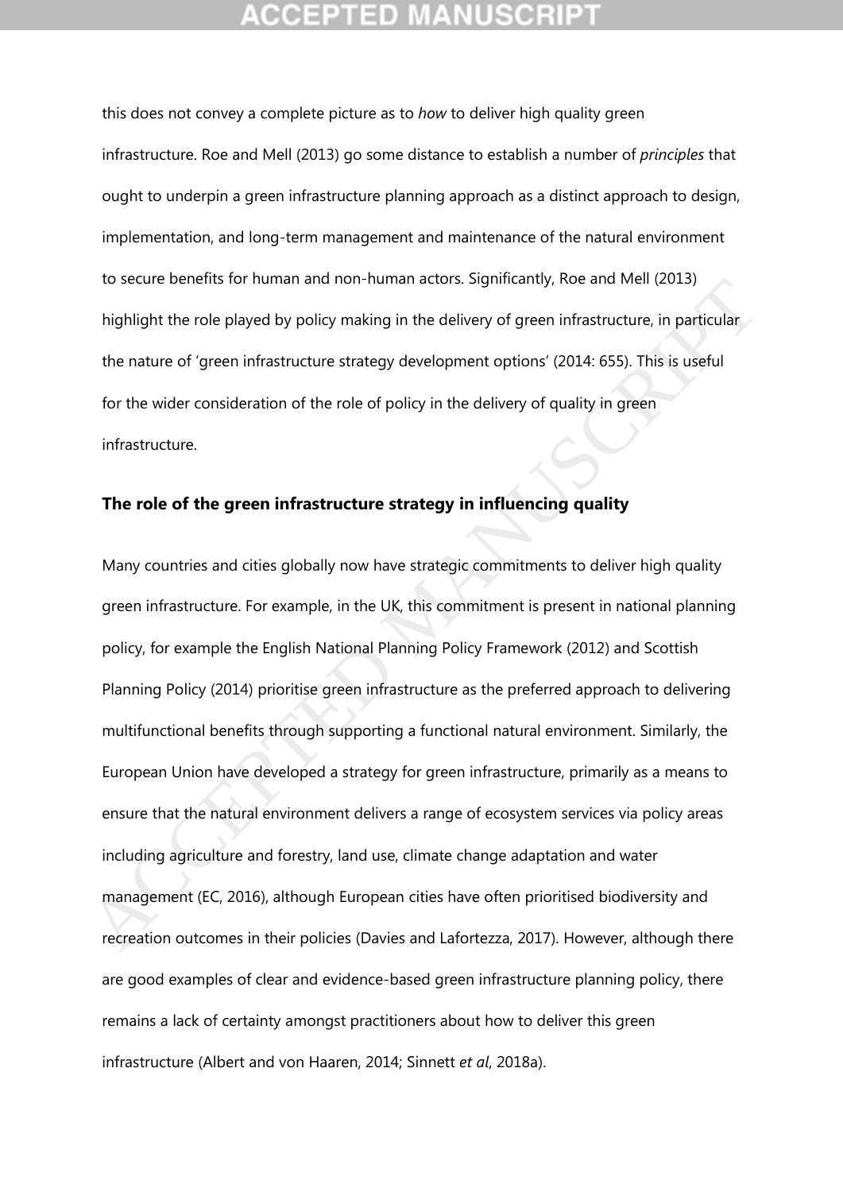this does not convey a complete picture as to *how* to deliver high quality green infrastructure. Roe and Mell (2013) go some distance to establish a number of *principles* that ought to underpin a green infrastructure planning approach as a distinct approach to design, implementation, and long-term management and maintenance of the natural environment to secure benefits for human and non-human actors. Significantly, Roe and Mell (2013) highlight the role played by policy making in the delivery of green infrastructure, in particular the nature of 'green infrastructure strategy development options' (2014: 655). This is useful for the wider consideration of the role of policy in the delivery of quality in green infrastructure.

## The role of the green infrastructure strategy in influencing quality

Many countries and cities globally now have strategic commitments to deliver high quality green infrastructure. For example, in the UK, this commitment is present in national planning policy, for example the English National Planning Policy Framework (2012) and Scottish Planning Policy (2014) prioritise green infrastructure as the preferred approach to delivering multifunctional benefits through supporting a functional natural environment. Similarly, the European Union have developed a strategy for green infrastructure, primarily as a means to ensure that the natural environment delivers a range of ecosystem services via policy areas including agriculture and forestry, land use, climate change adaptation and water management (EC, 2016), although European cities have often prioritised biodiversity and recreation outcomes in their policies (Davies and Lafortezza, 2017). However, although there are good examples of clear and evidence-based green infrastructure planning policy, there remains a lack of certainty amongst practitioners about how to deliver this green infrastructure (Albert and von Haaren, 2014; Sinnett *et al*, 2018a).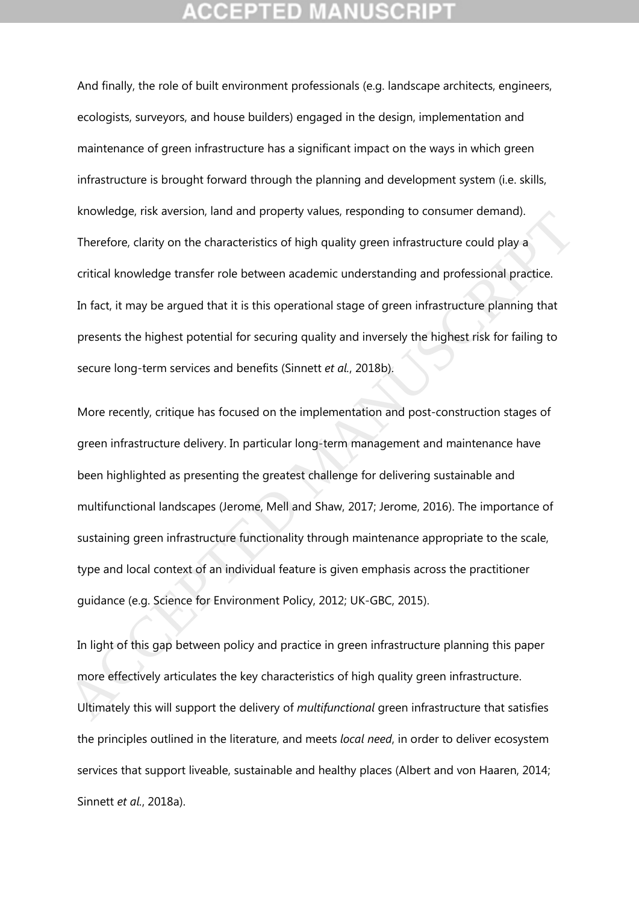And finally, the role of built environment professionals (e.g. landscape architects, engineers, ecologists, surveyors, and house builders) engaged in the design, implementation and maintenance of green infrastructure has a significant impact on the ways in which green infrastructure is brought forward through the planning and development system (i.e. skills, knowledge, risk aversion, land and property values, responding to consumer demand). Therefore, clarity on the characteristics of high quality green infrastructure could play a critical knowledge transfer role between academic understanding and professional practice. In fact, it may be argued that it is this operational stage of green infrastructure planning that presents the highest potential for securing quality and inversely the highest risk for failing to secure long-term services and benefits (Sinnett *et al.*, 2018b).

More recently, critique has focused on the implementation and post-construction stages of green infrastructure delivery. In particular long-term management and maintenance have been highlighted as presenting the greatest challenge for delivering sustainable and multifunctional landscapes (Jerome, Mell and Shaw, 2017; Jerome, 2016). The importance of sustaining green infrastructure functionality through maintenance appropriate to the scale, type and local context of an individual feature is given emphasis across the practitioner guidance (e.g. Science for Environment Policy, 2012; UK-GBC, 2015).

In light of this gap between policy and practice in green infrastructure planning this paper more effectively articulates the key characteristics of high quality green infrastructure. Ultimately this will support the delivery of *multifunctional* green infrastructure that satisfies the principles outlined in the literature, and meets *local need*, in order to deliver ecosystem services that support liveable, sustainable and healthy places (Albert and von Haaren, 2014; Sinnett *et al.*, 2018a).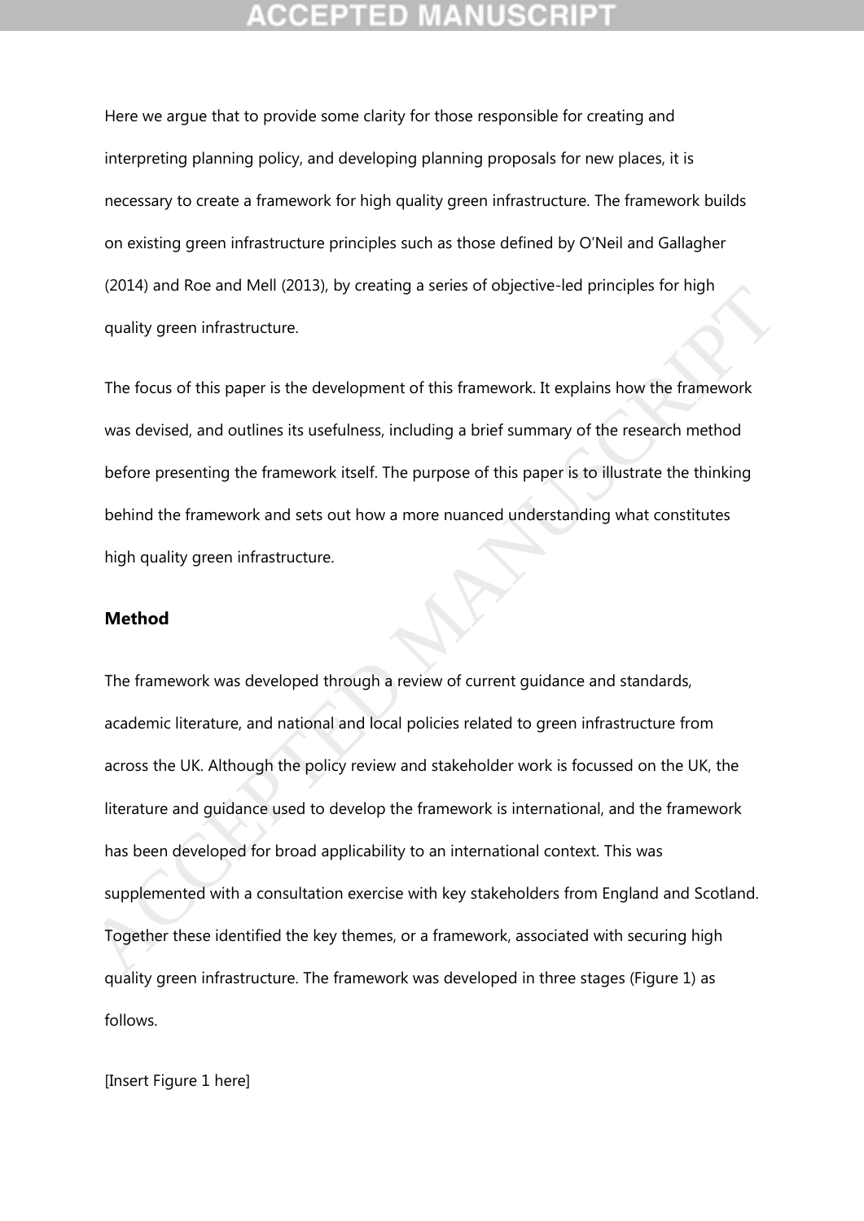Here we argue that to provide some clarity for those responsible for creating and interpreting planning policy, and developing planning proposals for new places, it is necessary to create a framework for high quality green infrastructure. The framework builds on existing green infrastructure principles such as those defined by O'Neil and Gallagher (2014) and Roe and Mell (2013), by creating a series of objective-led principles for high quality green infrastructure.

The focus of this paper is the development of this framework. It explains how the framework was devised, and outlines its usefulness, including a brief summary of the research method before presenting the framework itself. The purpose of this paper is to illustrate the thinking behind the framework and sets out how a more nuanced understanding what constitutes high quality green infrastructure.

## Method

The framework was developed through a review of current guidance and standards, academic literature, and national and local policies related to green infrastructure from across the UK. Although the policy review and stakeholder work is focussed on the UK, the literature and guidance used to develop the framework is international, and the framework has been developed for broad applicability to an international context. This was supplemented with a consultation exercise with key stakeholders from England and Scotland. Together these identified the key themes, or a framework, associated with securing high quality green infrastructure. The framework was developed in three stages (Figure 1) as follows.

[Insert Figure 1 here]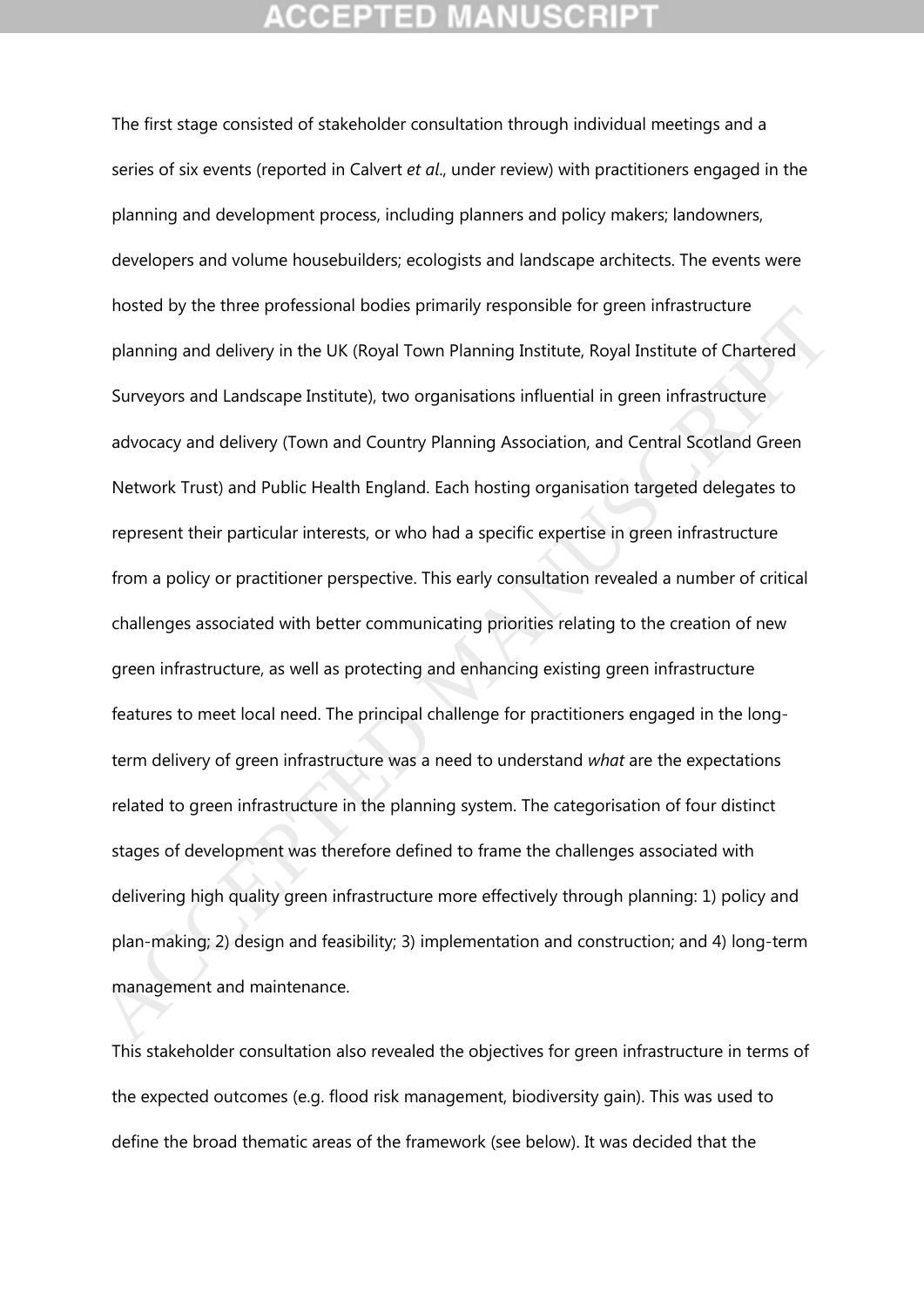The first stage consisted of stakeholder consultation through individual meetings and a series of six events (reported in Calvert *et al*., under review) with practitioners engaged in the planning and development process, including planners and policy makers; landowners, developers and volume housebuilders; ecologists and landscape architects. The events were hosted by the three professional bodies primarily responsible for green infrastructure planning and delivery in the UK (Royal Town Planning Institute, Royal Institute of Chartered Surveyors and Landscape Institute), two organisations influential in green infrastructure advocacy and delivery (Town and Country Planning Association, and Central Scotland Green Network Trust) and Public Health England. Each hosting organisation targeted delegates to represent their particular interests, or who had a specific expertise in green infrastructure from a policy or practitioner perspective. This early consultation revealed a number of critical challenges associated with better communicating priorities relating to the creation of new green infrastructure, as well as protecting and enhancing existing green infrastructure features to meet local need. The principal challenge for practitioners engaged in the long-term delivery of green infrastructure was a need to understand *what* are the expectations related to green infrastructure in the planning system. The categorisation of four distinct stages of development was therefore defined to frame the challenges associated with delivering high quality green infrastructure more effectively through planning: 1) policy and plan-making; 2) design and feasibility; 3) implementation and construction; and 4) long-term management and maintenance.

This stakeholder consultation also revealed the objectives for green infrastructure in terms of the expected outcomes (e.g. flood risk management, biodiversity gain). This was used to define the broad thematic areas of the framework (see below). It was decided that the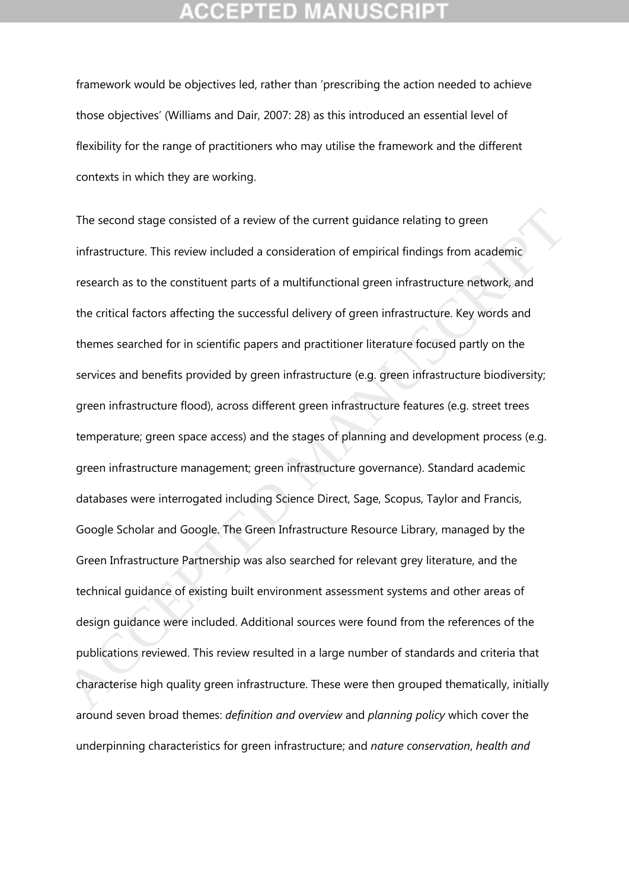framework would be objectives led, rather than 'prescribing the action needed to achieve those objectives' (Williams and Dair, 2007: 28) as this introduced an essential level of flexibility for the range of practitioners who may utilise the framework and the different contexts in which they are working.

The second stage consisted of a review of the current guidance relating to green infrastructure. This review included a consideration of empirical findings from academic research as to the constituent parts of a multifunctional green infrastructure network, and the critical factors affecting the successful delivery of green infrastructure. Key words and themes searched for in scientific papers and practitioner literature focused partly on the services and benefits provided by green infrastructure (e.g. green infrastructure biodiversity; green infrastructure flood), across different green infrastructure features (e.g. street trees temperature; green space access) and the stages of planning and development process (e.g. green infrastructure management; green infrastructure governance). Standard academic databases were interrogated including Science Direct, Sage, Scopus, Taylor and Francis, Google Scholar and Google. The Green Infrastructure Resource Library, managed by the Green Infrastructure Partnership was also searched for relevant grey literature, and the technical guidance of existing built environment assessment systems and other areas of design guidance were included. Additional sources were found from the references of the publications reviewed. This review resulted in a large number of standards and criteria that characterise high quality green infrastructure. These were then grouped thematically, initially around seven broad themes: *definition and overview* and *planning policy* which cover the underpinning characteristics for green infrastructure; and *nature conservation*, *health and*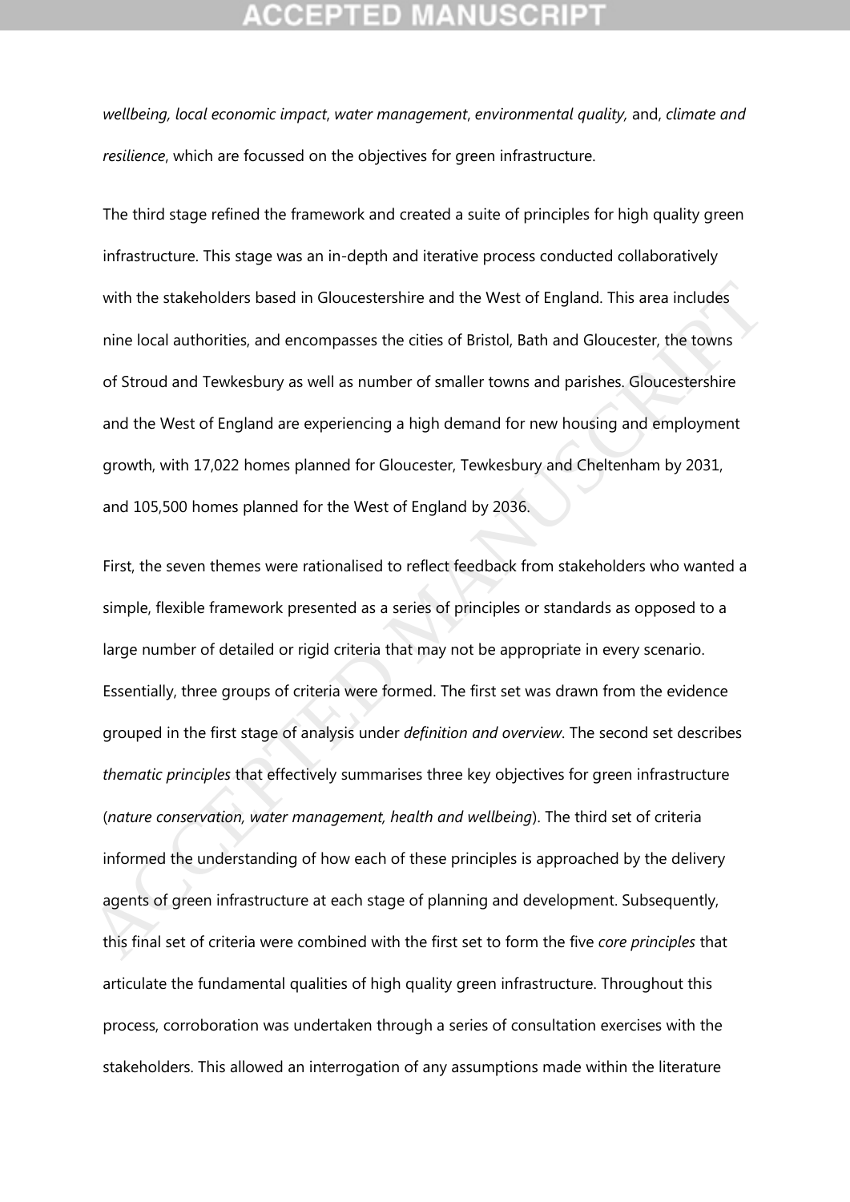*wellbeing, local economic impact*, *water management*, *environmental quality,* and, *climate and resilience*, which are focussed on the objectives for green infrastructure.

The third stage refined the framework and created a suite of principles for high quality green infrastructure. This stage was an in-depth and iterative process conducted collaboratively with the stakeholders based in Gloucestershire and the West of England. This area includes nine local authorities, and encompasses the cities of Bristol, Bath and Gloucester, the towns of Stroud and Tewkesbury as well as number of smaller towns and parishes. Gloucestershire and the West of England are experiencing a high demand for new housing and employment growth, with 17,022 homes planned for Gloucester, Tewkesbury and Cheltenham by 2031, and 105,500 homes planned for the West of England by 2036.

First, the seven themes were rationalised to reflect feedback from stakeholders who wanted a simple, flexible framework presented as a series of principles or standards as opposed to a large number of detailed or rigid criteria that may not be appropriate in every scenario. Essentially, three groups of criteria were formed. The first set was drawn from the evidence grouped in the first stage of analysis under *definition and overview*. The second set describes *thematic principles* that effectively summarises three key objectives for green infrastructure (*nature conservation, water management, health and wellbeing*). The third set of criteria informed the understanding of how each of these principles is approached by the delivery agents of green infrastructure at each stage of planning and development. Subsequently, this final set of criteria were combined with the first set to form the five *core principles* that articulate the fundamental qualities of high quality green infrastructure. Throughout this process, corroboration was undertaken through a series of consultation exercises with the stakeholders. This allowed an interrogation of any assumptions made within the literature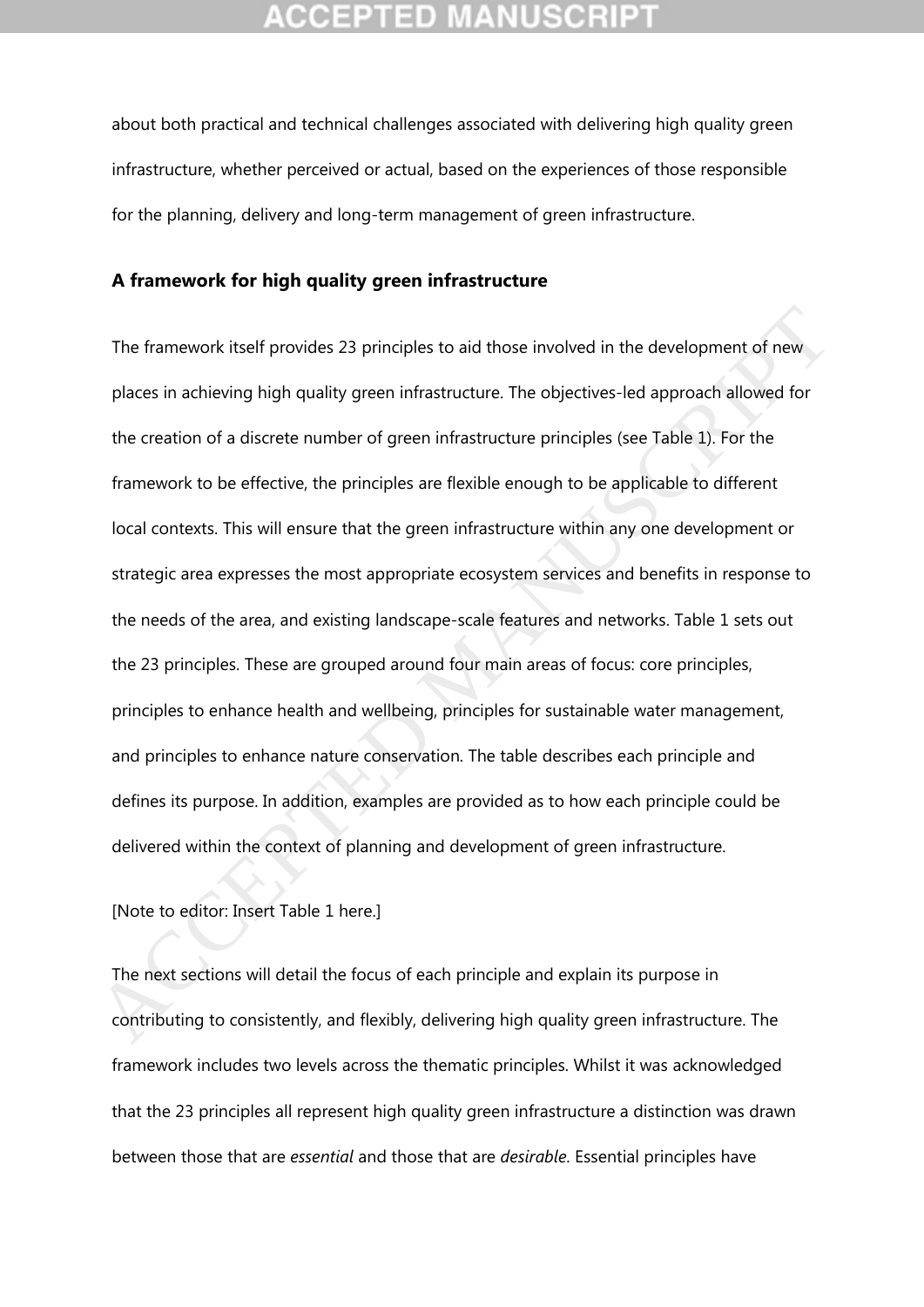about both practical and technical challenges associated with delivering high quality green infrastructure, whether perceived or actual, based on the experiences of those responsible for the planning, delivery and long-term management of green infrastructure.

## A framework for high quality green infrastructure

The framework itself provides 23 principles to aid those involved in the development of new places in achieving high quality green infrastructure. The objectives-led approach allowed for the creation of a discrete number of green infrastructure principles (see Table 1). For the framework to be effective, the principles are flexible enough to be applicable to different local contexts. This will ensure that the green infrastructure within any one development or strategic area expresses the most appropriate ecosystem services and benefits in response to the needs of the area, and existing landscape-scale features and networks. Table 1 sets out the 23 principles. These are grouped around four main areas of focus: core principles, principles to enhance health and wellbeing, principles for sustainable water management, and principles to enhance nature conservation. The table describes each principle and defines its purpose. In addition, examples are provided as to how each principle could be delivered within the context of planning and development of green infrastructure.

[Note to editor: Insert Table 1 here.]

The next sections will detail the focus of each principle and explain its purpose in contributing to consistently, and flexibly, delivering high quality green infrastructure. The framework includes two levels across the thematic principles. Whilst it was acknowledged that the 23 principles all represent high quality green infrastructure a distinction was drawn between those that are *essential* and those that are *desirable*. Essential principles have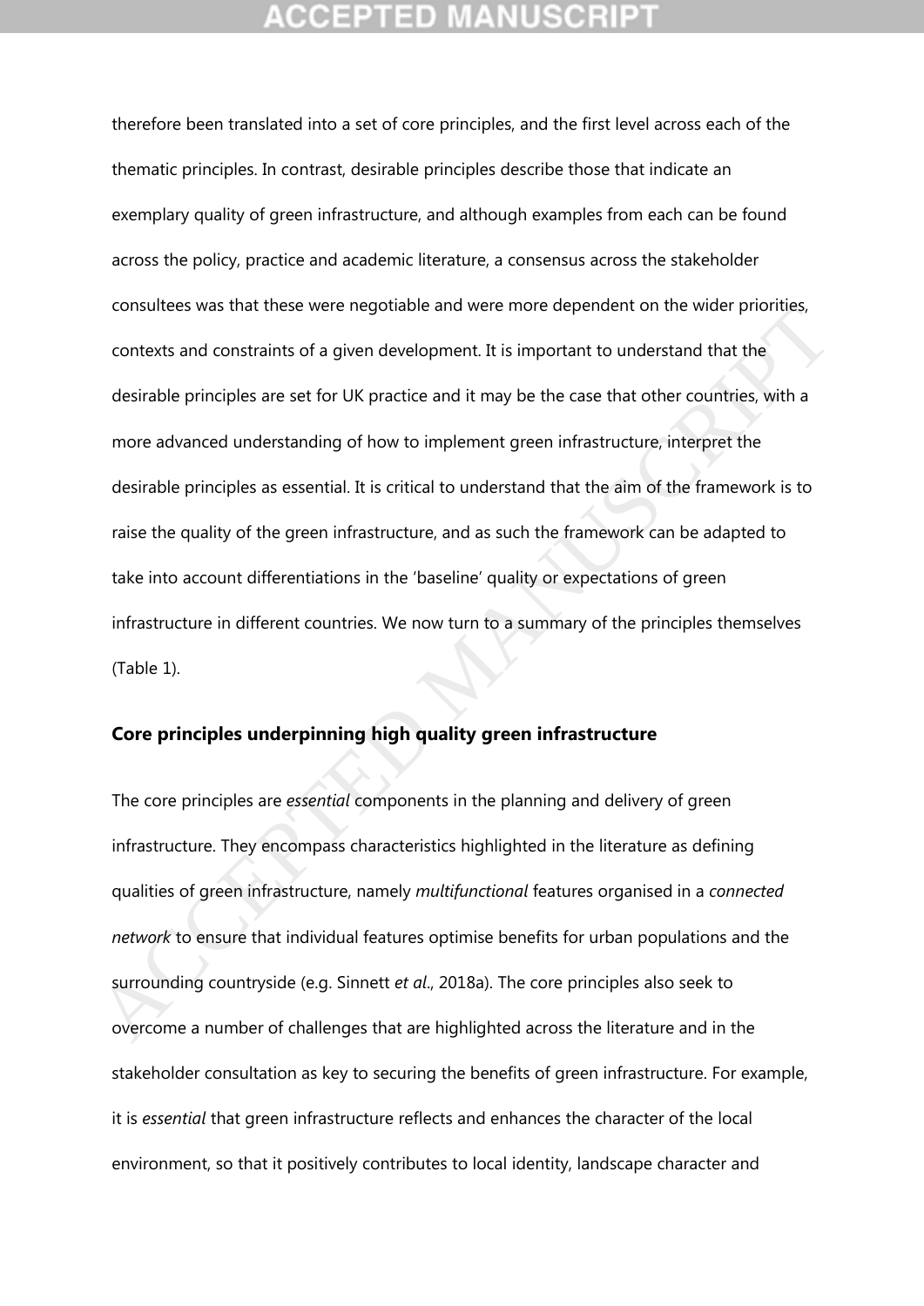therefore been translated into a set of core principles, and the first level across each of the thematic principles. In contrast, desirable principles describe those that indicate an exemplary quality of green infrastructure, and although examples from each can be found across the policy, practice and academic literature, a consensus across the stakeholder consultees was that these were negotiable and were more dependent on the wider priorities, contexts and constraints of a given development. It is important to understand that the desirable principles are set for UK practice and it may be the case that other countries, with a more advanced understanding of how to implement green infrastructure, interpret the desirable principles as essential. It is critical to understand that the aim of the framework is to raise the quality of the green infrastructure, and as such the framework can be adapted to take into account differentiations in the 'baseline' quality or expectations of green infrastructure in different countries. We now turn to a summary of the principles themselves (Table 1).

## Core principles underpinning high quality green infrastructure

The core principles are *essential* components in the planning and delivery of green infrastructure. They encompass characteristics highlighted in the literature as defining qualities of green infrastructure, namely *multifunctional* features organised in a *connected network* to ensure that individual features optimise benefits for urban populations and the surrounding countryside (e.g. Sinnett *et al*., 2018a). The core principles also seek to overcome a number of challenges that are highlighted across the literature and in the stakeholder consultation as key to securing the benefits of green infrastructure. For example, it is *essential* that green infrastructure reflects and enhances the character of the local environment, so that it positively contributes to local identity, landscape character and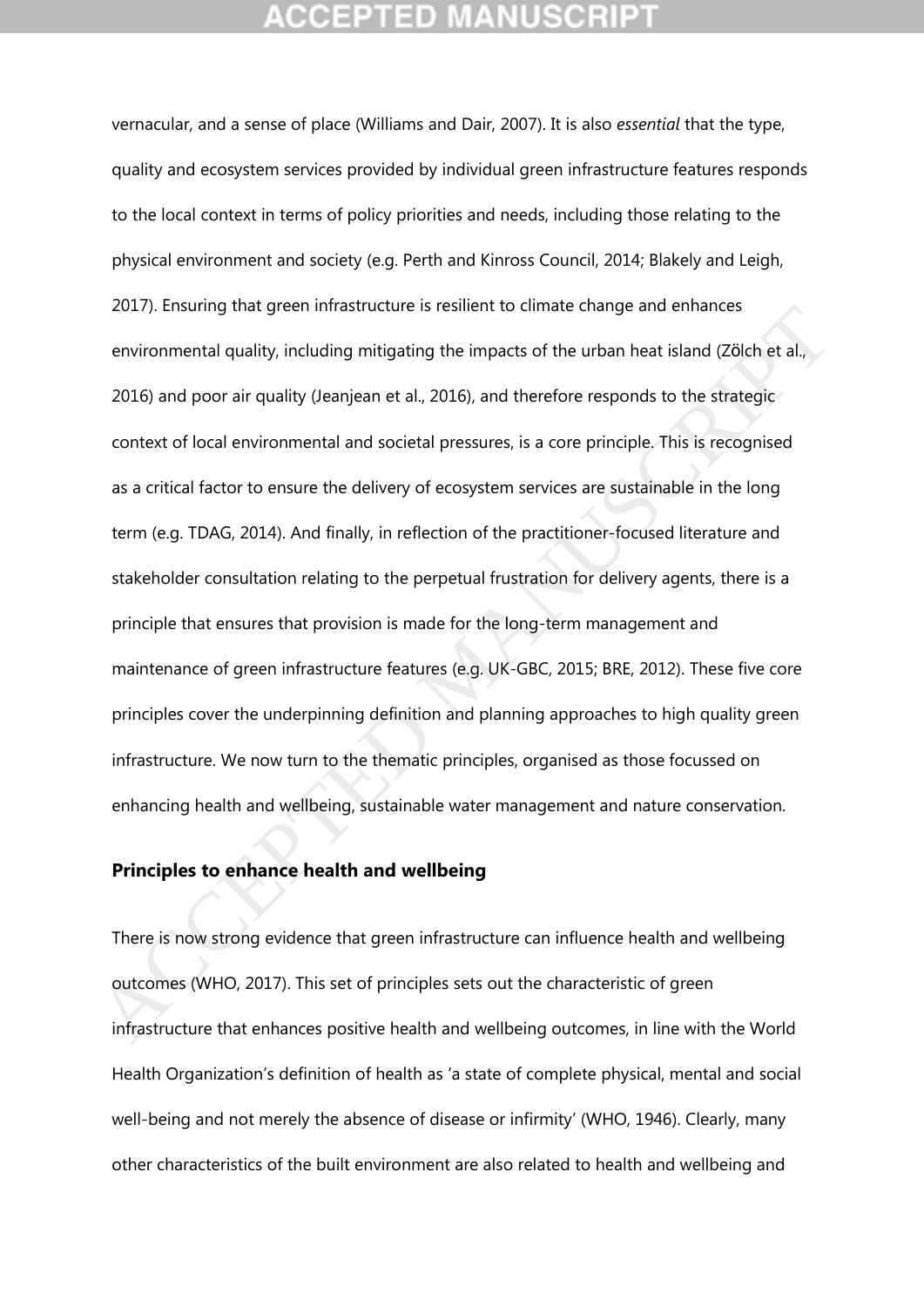vernacular, and a sense of place (Williams and Dair, 2007). It is also *essential* that the type, quality and ecosystem services provided by individual green infrastructure features responds to the local context in terms of policy priorities and needs, including those relating to the physical environment and society (e.g. Perth and Kinross Council, 2014; Blakely and Leigh, 2017). Ensuring that green infrastructure is resilient to climate change and enhances environmental quality, including mitigating the impacts of the urban heat island (Zölch et al., 2016) and poor air quality (Jeanjean et al., 2016), and therefore responds to the strategic context of local environmental and societal pressures, is a core principle. This is recognised as a critical factor to ensure the delivery of ecosystem services are sustainable in the long term (e.g. TDAG, 2014). And finally, in reflection of the practitioner-focused literature and stakeholder consultation relating to the perpetual frustration for delivery agents, there is a principle that ensures that provision is made for the long-term management and maintenance of green infrastructure features (e.g. UK-GBC, 2015; BRE, 2012). These five core principles cover the underpinning definition and planning approaches to high quality green infrastructure. We now turn to the thematic principles, organised as those focussed on enhancing health and wellbeing, sustainable water management and nature conservation.

## Principles to enhance health and wellbeing

There is now strong evidence that green infrastructure can influence health and wellbeing outcomes (WHO, 2017). This set of principles sets out the characteristic of green infrastructure that enhances positive health and wellbeing outcomes, in line with the World Health Organization's definition of health as 'a state of complete physical, mental and social well-being and not merely the absence of disease or infirmity' (WHO, 1946). Clearly, many other characteristics of the built environment are also related to health and wellbeing and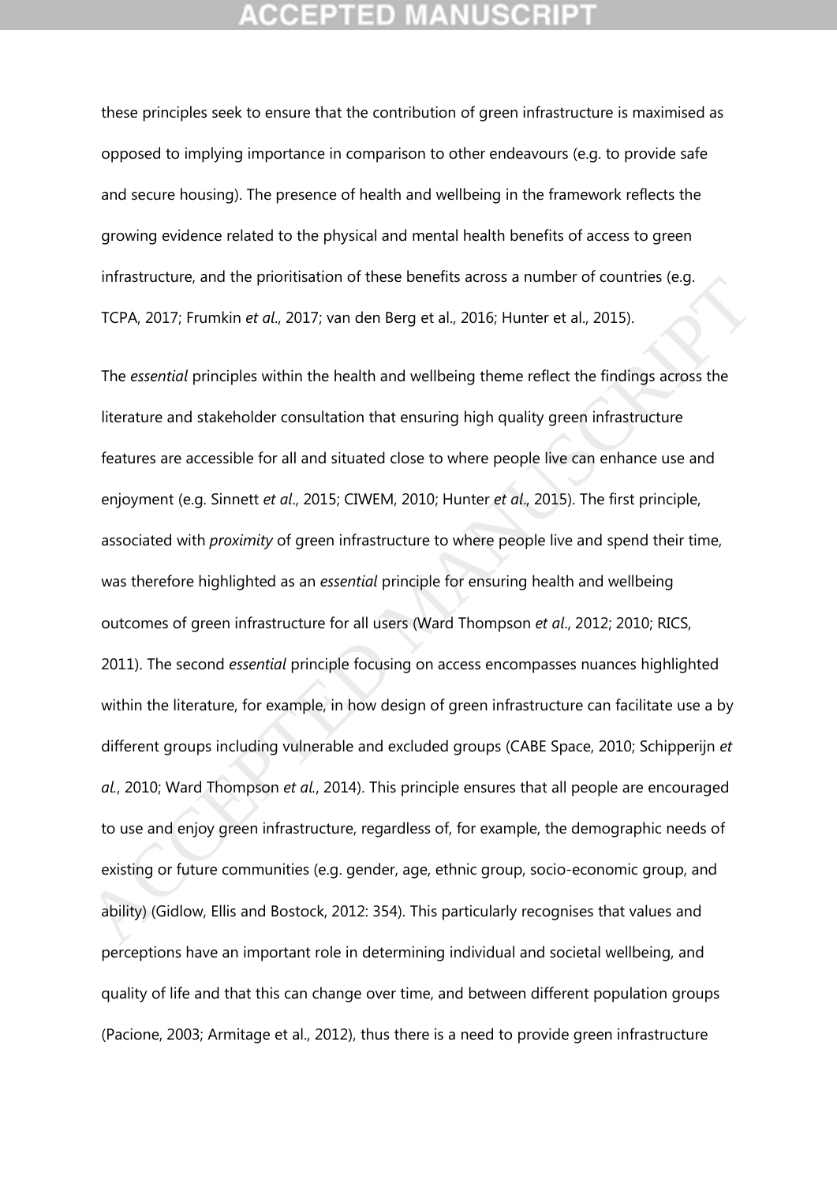these principles seek to ensure that the contribution of green infrastructure is maximised as opposed to implying importance in comparison to other endeavours (e.g. to provide safe and secure housing). The presence of health and wellbeing in the framework reflects the growing evidence related to the physical and mental health benefits of access to green infrastructure, and the prioritisation of these benefits across a number of countries (e.g. TCPA, 2017; Frumkin *et al*., 2017; van den Berg et al., 2016; Hunter et al., 2015).

The *essential* principles within the health and wellbeing theme reflect the findings across the literature and stakeholder consultation that ensuring high quality green infrastructure features are accessible for all and situated close to where people live can enhance use and enjoyment (e.g. Sinnett *et al*., 2015; CIWEM, 2010; Hunter *et al*., 2015). The first principle, associated with *proximity* of green infrastructure to where people live and spend their time, was therefore highlighted as an *essential* principle for ensuring health and wellbeing outcomes of green infrastructure for all users (Ward Thompson *et al*., 2012; 2010; RICS, 2011). The second *essential* principle focusing on access encompasses nuances highlighted within the literature, for example, in how design of green infrastructure can facilitate use a by different groups including vulnerable and excluded groups (CABE Space, 2010; Schipperijn *et al*., 2010; Ward Thompson *et al*., 2014). This principle ensures that all people are encouraged to use and enjoy green infrastructure, regardless of, for example, the demographic needs of existing or future communities (e.g. gender, age, ethnic group, socio-economic group, and ability) (Gidlow, Ellis and Bostock, 2012: 354). This particularly recognises that values and perceptions have an important role in determining individual and societal wellbeing, and quality of life and that this can change over time, and between different population groups (Pacione, 2003; Armitage et al., 2012), thus there is a need to provide green infrastructure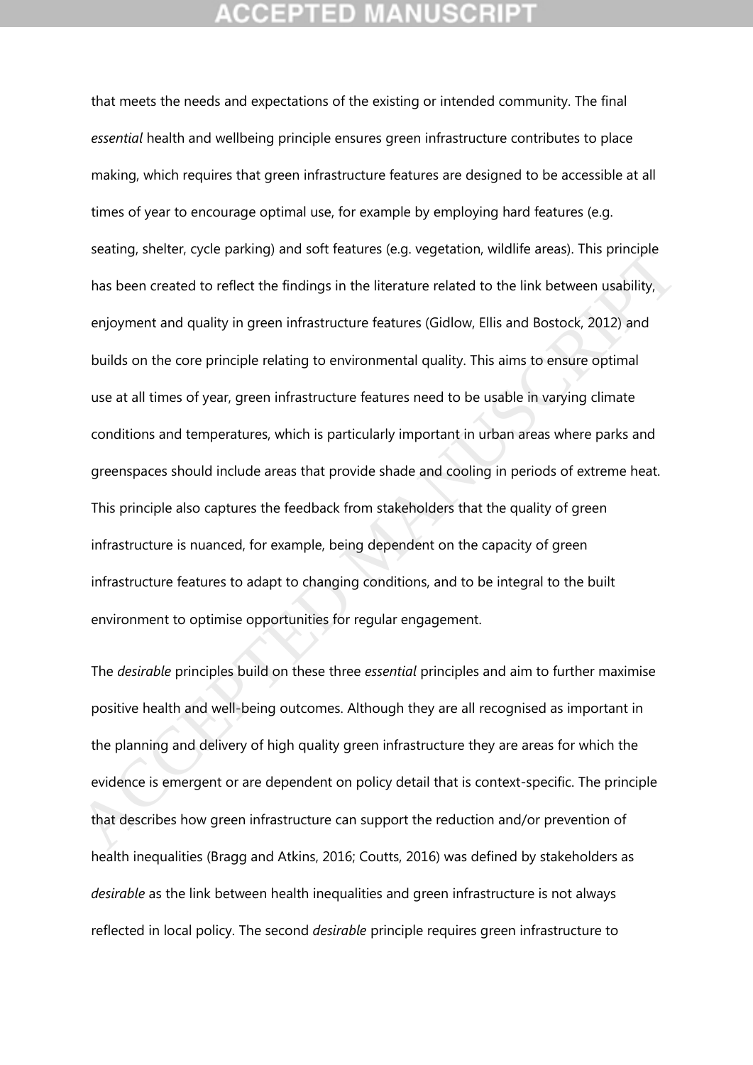that meets the needs and expectations of the existing or intended community. The final *essential* health and wellbeing principle ensures green infrastructure contributes to place making, which requires that green infrastructure features are designed to be accessible at all times of year to encourage optimal use, for example by employing hard features (e.g. seating, shelter, cycle parking) and soft features (e.g. vegetation, wildlife areas). This principle has been created to reflect the findings in the literature related to the link between usability, enjoyment and quality in green infrastructure features (Gidlow, Ellis and Bostock, 2012) and builds on the core principle relating to environmental quality. This aims to ensure optimal use at all times of year, green infrastructure features need to be usable in varying climate conditions and temperatures, which is particularly important in urban areas where parks and greenspaces should include areas that provide shade and cooling in periods of extreme heat. This principle also captures the feedback from stakeholders that the quality of green infrastructure is nuanced, for example, being dependent on the capacity of green infrastructure features to adapt to changing conditions, and to be integral to the built environment to optimise opportunities for regular engagement.

The *desirable* principles build on these three *essential* principles and aim to further maximise positive health and well-being outcomes. Although they are all recognised as important in the planning and delivery of high quality green infrastructure they are areas for which the evidence is emergent or are dependent on policy detail that is context-specific. The principle that describes how green infrastructure can support the reduction and/or prevention of health inequalities (Bragg and Atkins, 2016; Coutts, 2016) was defined by stakeholders as *desirable* as the link between health inequalities and green infrastructure is not always reflected in local policy. The second *desirable* principle requires green infrastructure to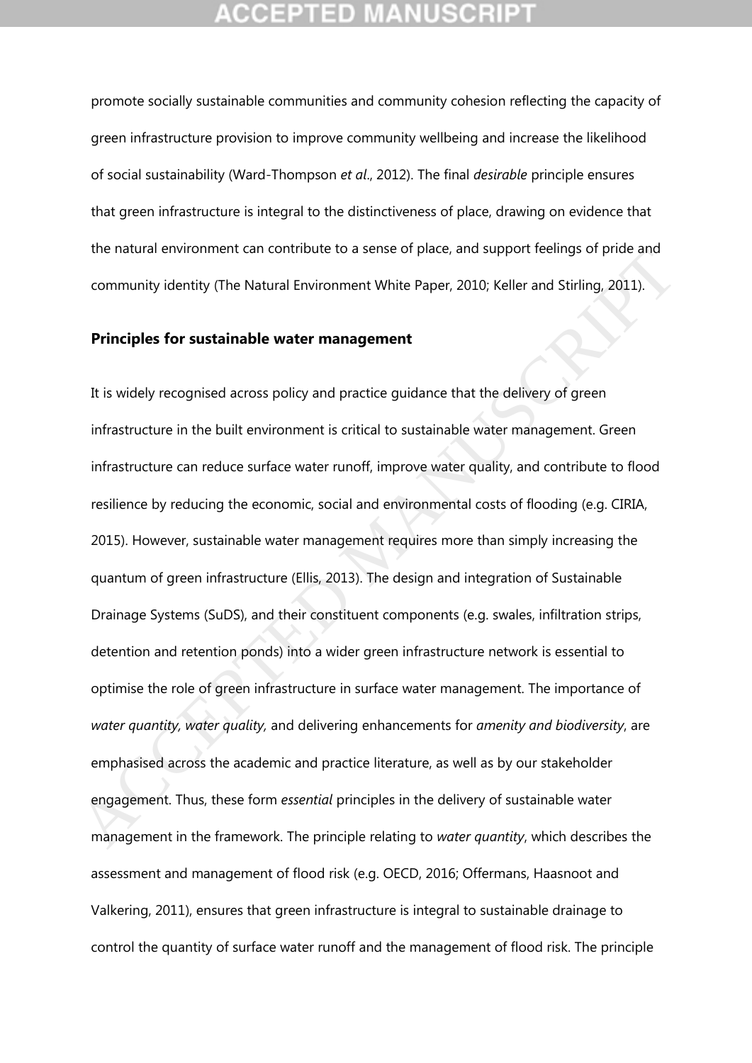promote socially sustainable communities and community cohesion reflecting the capacity of green infrastructure provision to improve community wellbeing and increase the likelihood of social sustainability (Ward-Thompson *et al*., 2012). The final *desirable* principle ensures that green infrastructure is integral to the distinctiveness of place, drawing on evidence that the natural environment can contribute to a sense of place, and support feelings of pride and community identity (The Natural Environment White Paper, 2010; Keller and Stirling, 2011).

### Principles for sustainable water management

It is widely recognised across policy and practice guidance that the delivery of green infrastructure in the built environment is critical to sustainable water management. Green infrastructure can reduce surface water runoff, improve water quality, and contribute to flood resilience by reducing the economic, social and environmental costs of flooding (e.g. CIRIA, 2015). However, sustainable water management requires more than simply increasing the quantum of green infrastructure (Ellis, 2013). The design and integration of Sustainable Drainage Systems (SuDS), and their constituent components (e.g. swales, infiltration strips, detention and retention ponds) into a wider green infrastructure network is essential to optimise the role of green infrastructure in surface water management. The importance of *water quantity, water quality,* and delivering enhancements for *amenity and biodiversity*, are emphasised across the academic and practice literature, as well as by our stakeholder engagement. Thus, these form *essential* principles in the delivery of sustainable water management in the framework. The principle relating to *water quantity*, which describes the assessment and management of flood risk (e.g. OECD, 2016; Offermans, Haasnoot and Valkering, 2011), ensures that green infrastructure is integral to sustainable drainage to control the quantity of surface water runoff and the management of flood risk. The principle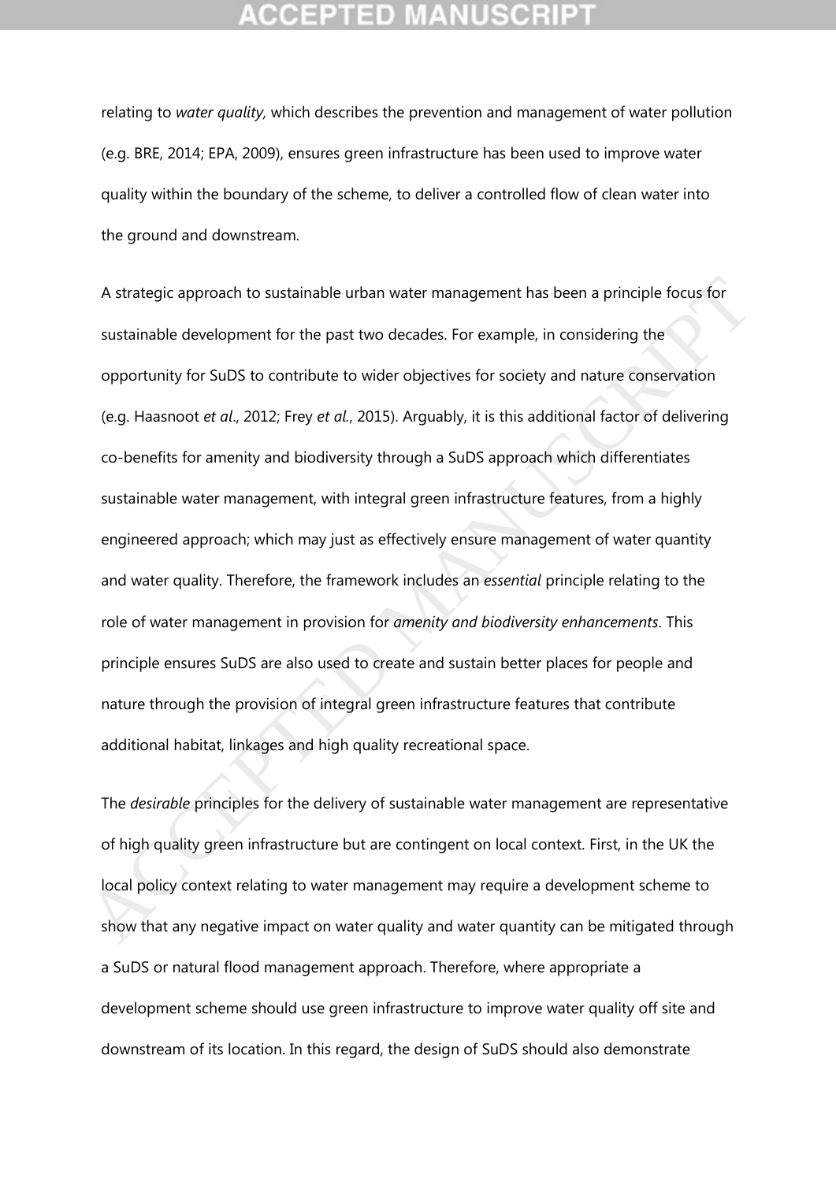relating to *water quality,* which describes the prevention and management of water pollution (e.g. BRE, 2014; EPA, 2009), ensures green infrastructure has been used to improve water quality within the boundary of the scheme, to deliver a controlled flow of clean water into the ground and downstream.

A strategic approach to sustainable urban water management has been a principle focus for sustainable development for the past two decades. For example, in considering the opportunity for SuDS to contribute to wider objectives for society and nature conservation (e.g. Haasnoot *et al*., 2012; Frey *et al.*, 2015). Arguably, it is this additional factor of delivering co-benefits for amenity and biodiversity through a SuDS approach which differentiates sustainable water management, with integral green infrastructure features, from a highly engineered approach; which may just as effectively ensure management of water quantity and water quality. Therefore, the framework includes an *essential* principle relating to the role of water management in provision for *amenity and biodiversity enhancements*. This principle ensures SuDS are also used to create and sustain better places for people and nature through the provision of integral green infrastructure features that contribute additional habitat, linkages and high quality recreational space.

The *desirable* principles for the delivery of sustainable water management are representative of high quality green infrastructure but are contingent on local context. First, in the UK the local policy context relating to water management may require a development scheme to show that any negative impact on water quality and water quantity can be mitigated through a SuDS or natural flood management approach. Therefore, where appropriate a development scheme should use green infrastructure to improve water quality off site and downstream of its location. In this regard, the design of SuDS should also demonstrate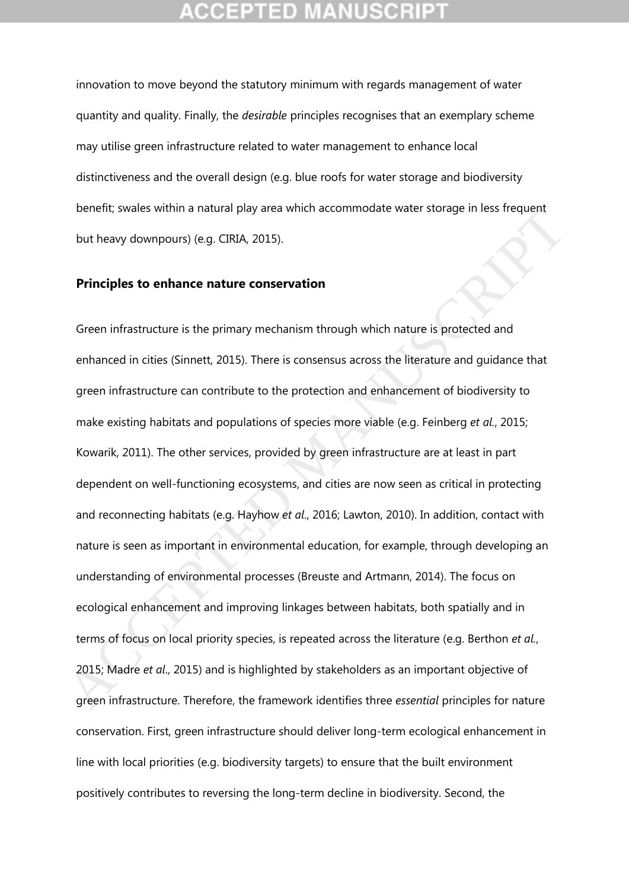innovation to move beyond the statutory minimum with regards management of water quantity and quality. Finally, the *desirable* principles recognises that an exemplary scheme may utilise green infrastructure related to water management to enhance local distinctiveness and the overall design (e.g. blue roofs for water storage and biodiversity benefit; swales within a natural play area which accommodate water storage in less frequent but heavy downpours) (e.g. CIRIA, 2015).

### Principles to enhance nature conservation

Green infrastructure is the primary mechanism through which nature is protected and enhanced in cities (Sinnett, 2015). There is consensus across the literature and guidance that green infrastructure can contribute to the protection and enhancement of biodiversity to make existing habitats and populations of species more viable (e.g. Feinberg *et al.*, 2015; Kowarik, 2011). The other services, provided by green infrastructure are at least in part dependent on well-functioning ecosystems, and cities are now seen as critical in protecting and reconnecting habitats (e.g. Hayhow *et al.*, 2016; Lawton, 2010). In addition, contact with nature is seen as important in environmental education, for example, through developing an understanding of environmental processes (Breuste and Artmann, 2014). The focus on ecological enhancement and improving linkages between habitats, both spatially and in terms of focus on local priority species, is repeated across the literature (e.g. Berthon *et al.*, 2015; Madre *et al.*, 2015) and is highlighted by stakeholders as an important objective of green infrastructure. Therefore, the framework identifies three *essential* principles for nature conservation. First, green infrastructure should deliver long-term ecological enhancement in line with local priorities (e.g. biodiversity targets) to ensure that the built environment positively contributes to reversing the long-term decline in biodiversity. Second, the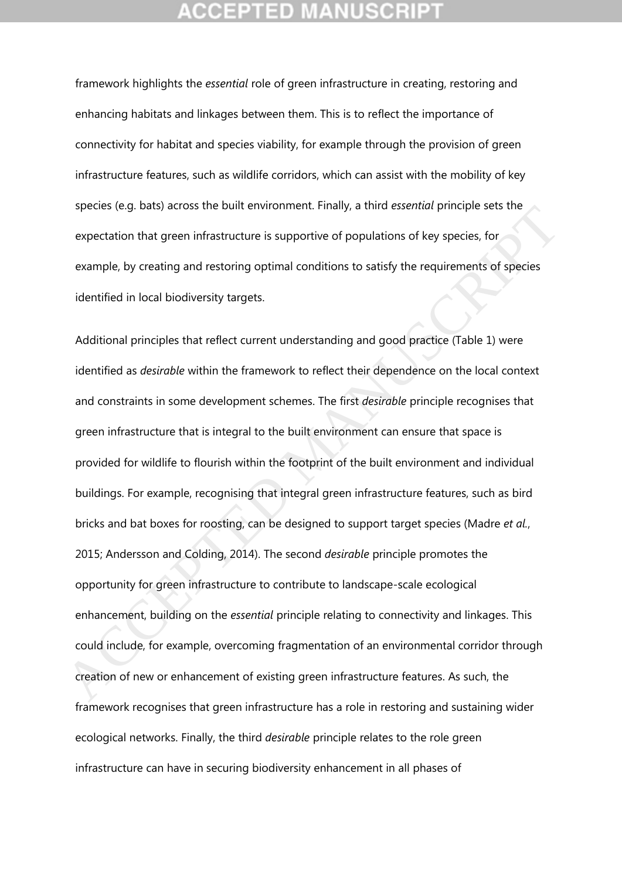framework highlights the *essential* role of green infrastructure in creating, restoring and enhancing habitats and linkages between them. This is to reflect the importance of connectivity for habitat and species viability, for example through the provision of green infrastructure features, such as wildlife corridors, which can assist with the mobility of key species (e.g. bats) across the built environment. Finally, a third *essential* principle sets the expectation that green infrastructure is supportive of populations of key species, for example, by creating and restoring optimal conditions to satisfy the requirements of species identified in local biodiversity targets.

Additional principles that reflect current understanding and good practice (Table 1) were identified as *desirable* within the framework to reflect their dependence on the local context and constraints in some development schemes. The first *desirable* principle recognises that green infrastructure that is integral to the built environment can ensure that space is provided for wildlife to flourish within the footprint of the built environment and individual buildings. For example, recognising that integral green infrastructure features, such as bird bricks and bat boxes for roosting, can be designed to support target species (Madre *et al.*, 2015; Andersson and Colding, 2014). The second *desirable* principle promotes the opportunity for green infrastructure to contribute to landscape-scale ecological enhancement, building on the *essential* principle relating to connectivity and linkages. This could include, for example, overcoming fragmentation of an environmental corridor through creation of new or enhancement of existing green infrastructure features. As such, the framework recognises that green infrastructure has a role in restoring and sustaining wider ecological networks. Finally, the third *desirable* principle relates to the role green infrastructure can have in securing biodiversity enhancement in all phases of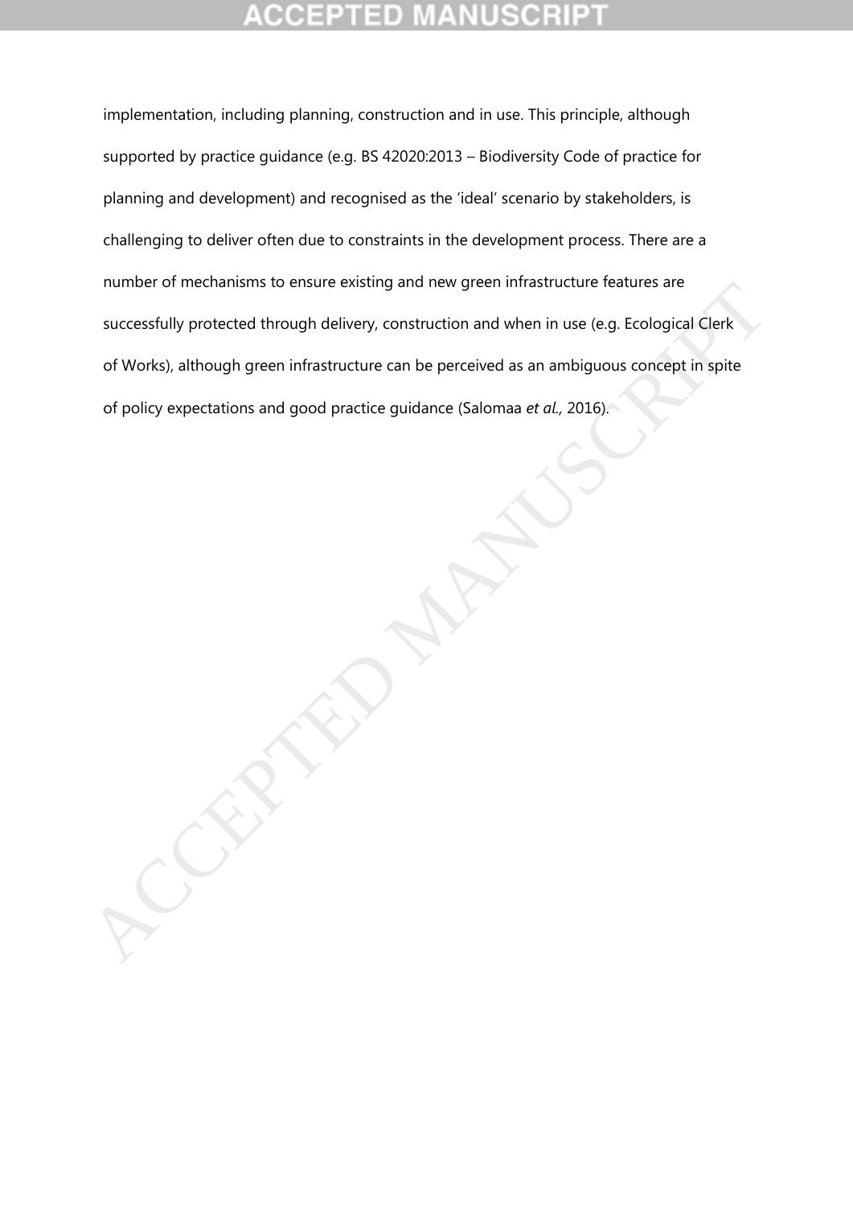implementation, including planning, construction and in use. This principle, although supported by practice guidance (e.g. BS 42020:2013 – Biodiversity Code of practice for planning and development) and recognised as the 'ideal' scenario by stakeholders, is challenging to deliver often due to constraints in the development process. There are a number of mechanisms to ensure existing and new green infrastructure features are successfully protected through delivery, construction and when in use (e.g. Ecological Clerk of Works), although green infrastructure can be perceived as an ambiguous concept in spite of policy expectations and good practice guidance (Salomaa *et al.,* 2016).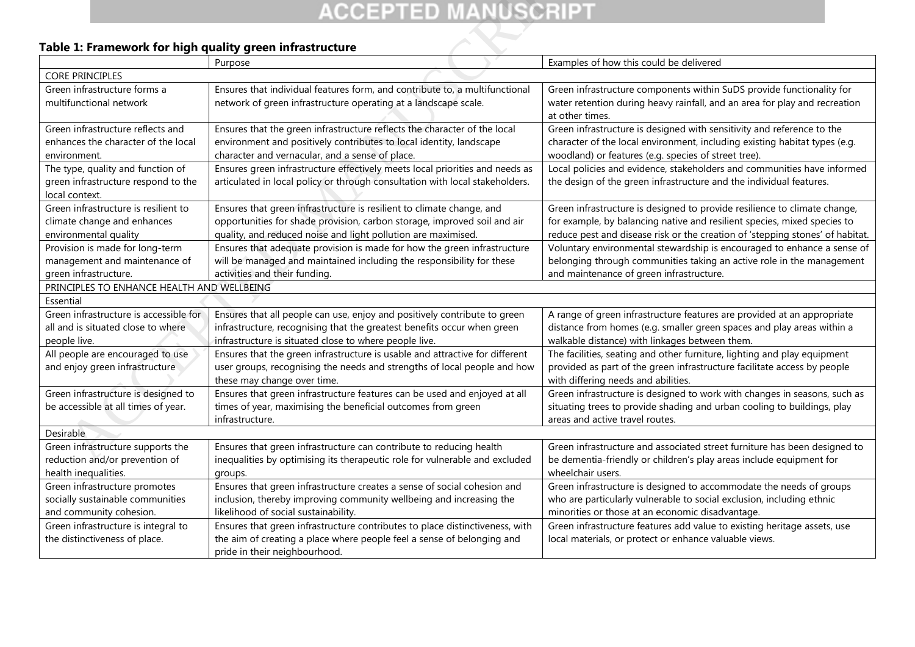**Table 1: Framework for high quality green infrastructure**

| | Purpose | Examples of how this could be delivered |
|---|---|---|
| CORE PRINCIPLES | | |
| Green infrastructure forms a multifunctional network | Ensures that individual features form, and contribute to, a multifunctional network of green infrastructure operating at a landscape scale. | Green infrastructure components within SuDS provide functionality for water retention during heavy rainfall, and an area for play and recreation at other times. |
| Green infrastructure reflects and enhances the character of the local environment. | Ensures that the green infrastructure reflects the character of the local environment and positively contributes to local identity, landscape character and vernacular, and a sense of place. | Green infrastructure is designed with sensitivity and reference to the character of the local environment, including existing habitat types (e.g. woodland) or features (e.g. species of street tree). |
| The type, quality and function of green infrastructure respond to the local context. | Ensures green infrastructure effectively meets local priorities and needs as articulated in local policy or through consultation with local stakeholders. | Local policies and evidence, stakeholders and communities have informed the design of the green infrastructure and the individual features. |
| Green infrastructure is resilient to climate change and enhances environmental quality | Ensures that green infrastructure is resilient to climate change, and opportunities for shade provision, carbon storage, improved soil and air quality, and reduced noise and light pollution are maximised. | Green infrastructure is designed to provide resilience to climate change, for example, by balancing native and resilient species, mixed species to reduce pest and disease risk or the creation of 'stepping stones' of habitat. |
| Provision is made for long-term management and maintenance of green infrastructure. | Ensures that adequate provision is made for how the green infrastructure will be managed and maintained including the responsibility for these activities and their funding. | Voluntary environmental stewardship is encouraged to enhance a sense of belonging through communities taking an active role in the management and maintenance of green infrastructure. |
| PRINCIPLES TO ENHANCE HEALTH AND WELLBEING | | |
| Essential | | |
| Green infrastructure is accessible for all and is situated close to where people live. | Ensures that all people can use, enjoy and positively contribute to green infrastructure, recognising that the greatest benefits occur when green infrastructure is situated close to where people live. | A range of green infrastructure features are provided at an appropriate distance from homes (e.g. smaller green spaces and play areas within a walkable distance) with linkages between them. |
| All people are encouraged to use and enjoy green infrastructure | Ensures that the green infrastructure is usable and attractive for different user groups, recognising the needs and strengths of local people and how these may change over time. | The facilities, seating and other furniture, lighting and play equipment provided as part of the green infrastructure facilitate access by people with differing needs and abilities. |
| Green infrastructure is designed to be accessible at all times of year. | Ensures that green infrastructure features can be used and enjoyed at all times of year, maximising the beneficial outcomes from green infrastructure. | Green infrastructure is designed to work with changes in seasons, such as situating trees to provide shading and urban cooling to buildings, play areas and active travel routes. |
| Desirable | | |
| Green infrastructure supports the reduction and/or prevention of health inequalities. | Ensures that green infrastructure can contribute to reducing health inequalities by optimising its therapeutic role for vulnerable and excluded groups. | Green infrastructure and associated street furniture has been designed to be dementia-friendly or children's play areas include equipment for wheelchair users. |
| Green infrastructure promotes socially sustainable communities and community cohesion. | Ensures that green infrastructure creates a sense of social cohesion and inclusion, thereby improving community wellbeing and increasing the likelihood of social sustainability. | Green infrastructure is designed to accommodate the needs of groups who are particularly vulnerable to social exclusion, including ethnic minorities or those at an economic disadvantage. |
| Green infrastructure is integral to the distinctiveness of place. | Ensures that green infrastructure contributes to place distinctiveness, with the aim of creating a place where people feel a sense of belonging and pride in their neighbourhood. | Green infrastructure features add value to existing heritage assets, use local materials, or protect or enhance valuable views. |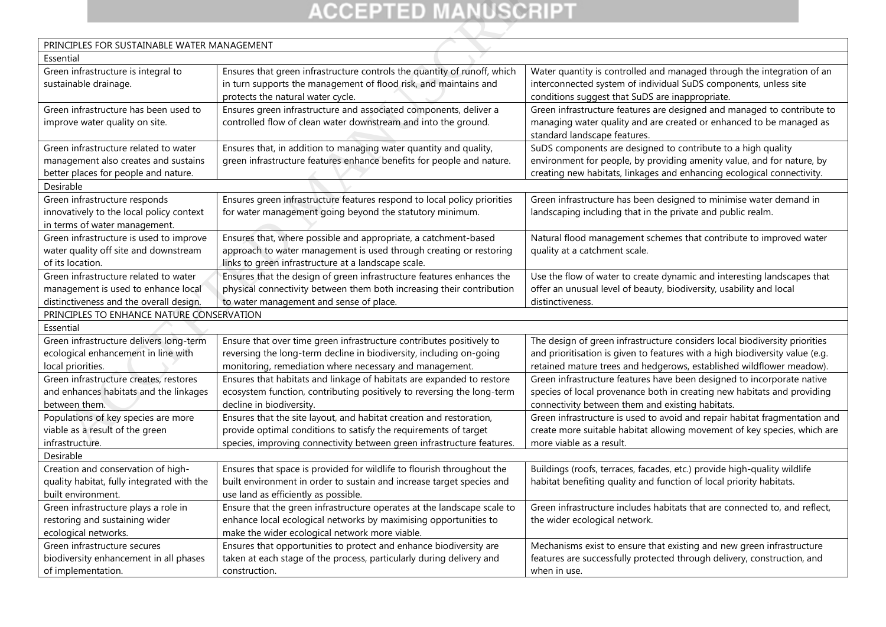| PRINCIPLES FOR SUSTAINABLE WATER MANAGEMENT | | |
|---|---|---|
| Essential | | |
| Green infrastructure is integral to sustainable drainage. | Ensures that green infrastructure controls the quantity of runoff, which in turn supports the management of flood risk, and maintains and protects the natural water cycle. | Water quantity is controlled and managed through the integration of an interconnected system of individual SuDS components, unless site conditions suggest that SuDS are inappropriate. |
| Green infrastructure has been used to improve water quality on site. | Ensures green infrastructure and associated components, deliver a controlled flow of clean water downstream and into the ground. | Green infrastructure features are designed and managed to contribute to managing water quality and are created or enhanced to be managed as standard landscape features. |
| Green infrastructure related to water management also creates and sustains better places for people and nature. | Ensures that, in addition to managing water quantity and quality, green infrastructure features enhance benefits for people and nature. | SuDS components are designed to contribute to a high quality environment for people, by providing amenity value, and for nature, by creating new habitats, linkages and enhancing ecological connectivity. |
| Desirable | | |
| Green infrastructure responds innovatively to the local policy context in terms of water management. | Ensures green infrastructure features respond to local policy priorities for water management going beyond the statutory minimum. | Green infrastructure has been designed to minimise water demand in landscaping including that in the private and public realm. |
| Green infrastructure is used to improve water quality off site and downstream of its location. | Ensures that, where possible and appropriate, a catchment-based approach to water management is used through creating or restoring links to green infrastructure at a landscape scale. | Natural flood management schemes that contribute to improved water quality at a catchment scale. |
| Green infrastructure related to water management is used to enhance local distinctiveness and the overall design. | Ensures that the design of green infrastructure enhances the physical connectivity between them both increasing their contribution to water management and sense of place. | Use the flow of water to create dynamic and interesting landscapes that offer an unusual level of beauty, biodiversity, usability and local distinctiveness. |
| PRINCIPLES TO ENHANCE NATURE CONSERVATION | | |
| Essential | | |
| Green infrastructure delivers long-term ecological enhancement in line with local priorities. | Ensure that over time green infrastructure contributes positively to reversing the long-term decline in biodiversity, including on-going monitoring, remediation where necessary and management. | The design of green infrastructure considers local biodiversity priorities and prioritisation is given to features with a high biodiversity value (e.g. retained mature trees and hedgerows, established wildflower meadow). |
| Green infrastructure creates, restores and enhances habitats and the linkages between them. | Ensures that habitats and linkage of habitats are expanded to restore ecosystem function, contributing positively to reversing the long-term decline in biodiversity. | Green infrastructure features have been designed to incorporate native species of local provenance both in creating new habitats and providing connectivity between them and existing habitats. |
| Populations of key species are more viable as a result of the green infrastructure. | Ensures that the site layout, and habitat creation and restoration, provide optimal conditions to satisfy the requirements of target species, improving connectivity between green infrastructure features. | Green infrastructure is used to avoid and repair habitat fragmentation and create more suitable habitat allowing movement of key species, which are more viable as a result. |
| Desirable | | |
| Creation and conservation of high-quality habitat, fully integrated with the built environment. | Ensures that space is provided for wildlife to flourish throughout the built environment in order to sustain and increase target species and use land as efficiently as possible. | Buildings (roofs, terraces, facades, etc.) provide high-quality wildlife habitat benefiting quality and function of local priority habitats. |
| Green infrastructure plays a role in restoring and sustaining wider ecological networks. | Ensure that the green infrastructure operates at the landscape scale to enhance local ecological networks by maximising opportunities to make the wider ecological network more viable. | Green infrastructure includes habitats that are connected to, and reflect, the wider ecological network. |
| Green infrastructure secures biodiversity enhancement in all phases of implementation. | Ensures that opportunities to protect and enhance biodiversity are taken at each stage of the process, particularly during delivery and construction. | Mechanisms exist to ensure that existing and new green infrastructure features are successfully protected through delivery, construction, and when in use. |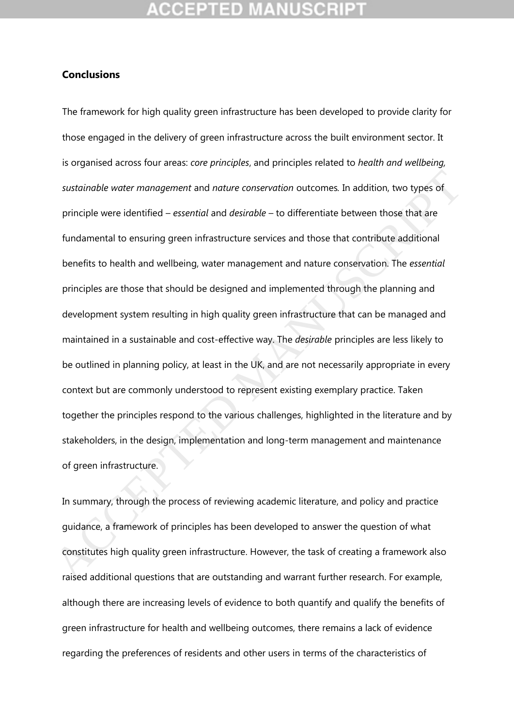## Conclusions

The framework for high quality green infrastructure has been developed to provide clarity for those engaged in the delivery of green infrastructure across the built environment sector. It is organised across four areas: *core principles*, and principles related to *health and wellbeing, sustainable water management* and *nature conservation* outcomes. In addition, two types of principle were identified – *essential* and *desirable* – to differentiate between those that are fundamental to ensuring green infrastructure services and those that contribute additional benefits to health and wellbeing, water management and nature conservation. The *essential* principles are those that should be designed and implemented through the planning and development system resulting in high quality green infrastructure that can be managed and maintained in a sustainable and cost-effective way. The *desirable* principles are less likely to be outlined in planning policy, at least in the UK, and are not necessarily appropriate in every context but are commonly understood to represent existing exemplary practice. Taken together the principles respond to the various challenges, highlighted in the literature and by stakeholders, in the design, implementation and long-term management and maintenance of green infrastructure.

In summary, through the process of reviewing academic literature, and policy and practice guidance, a framework of principles has been developed to answer the question of what constitutes high quality green infrastructure. However, the task of creating a framework also raised additional questions that are outstanding and warrant further research. For example, although there are increasing levels of evidence to both quantify and qualify the benefits of green infrastructure for health and wellbeing outcomes, there remains a lack of evidence regarding the preferences of residents and other users in terms of the characteristics of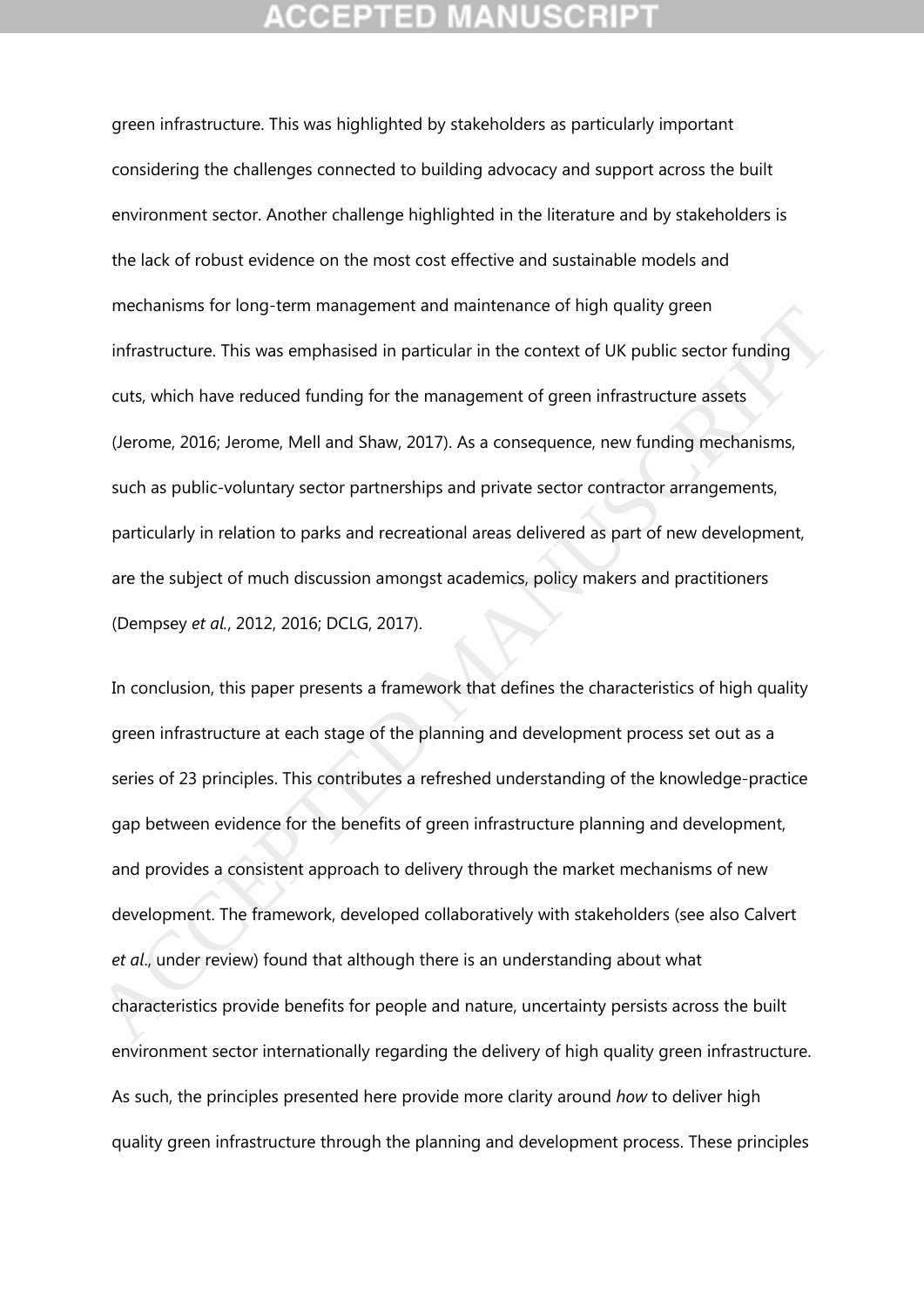green infrastructure. This was highlighted by stakeholders as particularly important considering the challenges connected to building advocacy and support across the built environment sector. Another challenge highlighted in the literature and by stakeholders is the lack of robust evidence on the most cost effective and sustainable models and mechanisms for long-term management and maintenance of high quality green infrastructure. This was emphasised in particular in the context of UK public sector funding cuts, which have reduced funding for the management of green infrastructure assets (Jerome, 2016; Jerome, Mell and Shaw, 2017). As a consequence, new funding mechanisms, such as public-voluntary sector partnerships and private sector contractor arrangements, particularly in relation to parks and recreational areas delivered as part of new development, are the subject of much discussion amongst academics, policy makers and practitioners (Dempsey *et al.*, 2012, 2016; DCLG, 2017).

In conclusion, this paper presents a framework that defines the characteristics of high quality green infrastructure at each stage of the planning and development process set out as a series of 23 principles. This contributes a refreshed understanding of the knowledge-practice gap between evidence for the benefits of green infrastructure planning and development, and provides a consistent approach to delivery through the market mechanisms of new development. The framework, developed collaboratively with stakeholders (see also Calvert *et al.*, under review) found that although there is an understanding about what characteristics provide benefits for people and nature, uncertainty persists across the built environment sector internationally regarding the delivery of high quality green infrastructure. As such, the principles presented here provide more clarity around *how* to deliver high quality green infrastructure through the planning and development process. These principles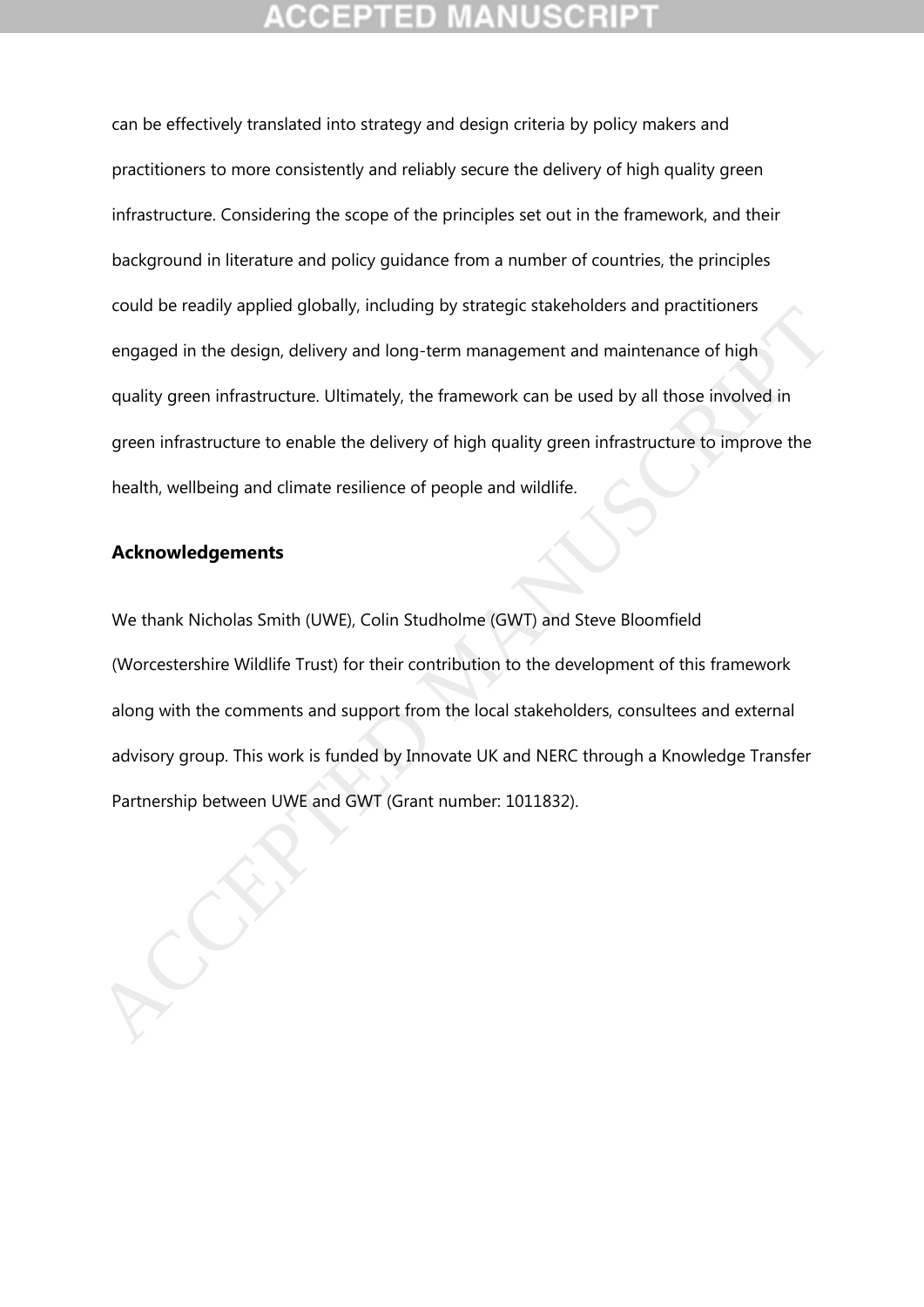can be effectively translated into strategy and design criteria by policy makers and practitioners to more consistently and reliably secure the delivery of high quality green infrastructure. Considering the scope of the principles set out in the framework, and their background in literature and policy guidance from a number of countries, the principles could be readily applied globally, including by strategic stakeholders and practitioners engaged in the design, delivery and long-term management and maintenance of high quality green infrastructure. Ultimately, the framework can be used by all those involved in green infrastructure to enable the delivery of high quality green infrastructure to improve the health, wellbeing and climate resilience of people and wildlife.

## Acknowledgements

We thank Nicholas Smith (UWE), Colin Studholme (GWT) and Steve Bloomfield (Worcestershire Wildlife Trust) for their contribution to the development of this framework along with the comments and support from the local stakeholders, consultees and external advisory group. This work is funded by Innovate UK and NERC through a Knowledge Transfer Partnership between UWE and GWT (Grant number: 1011832).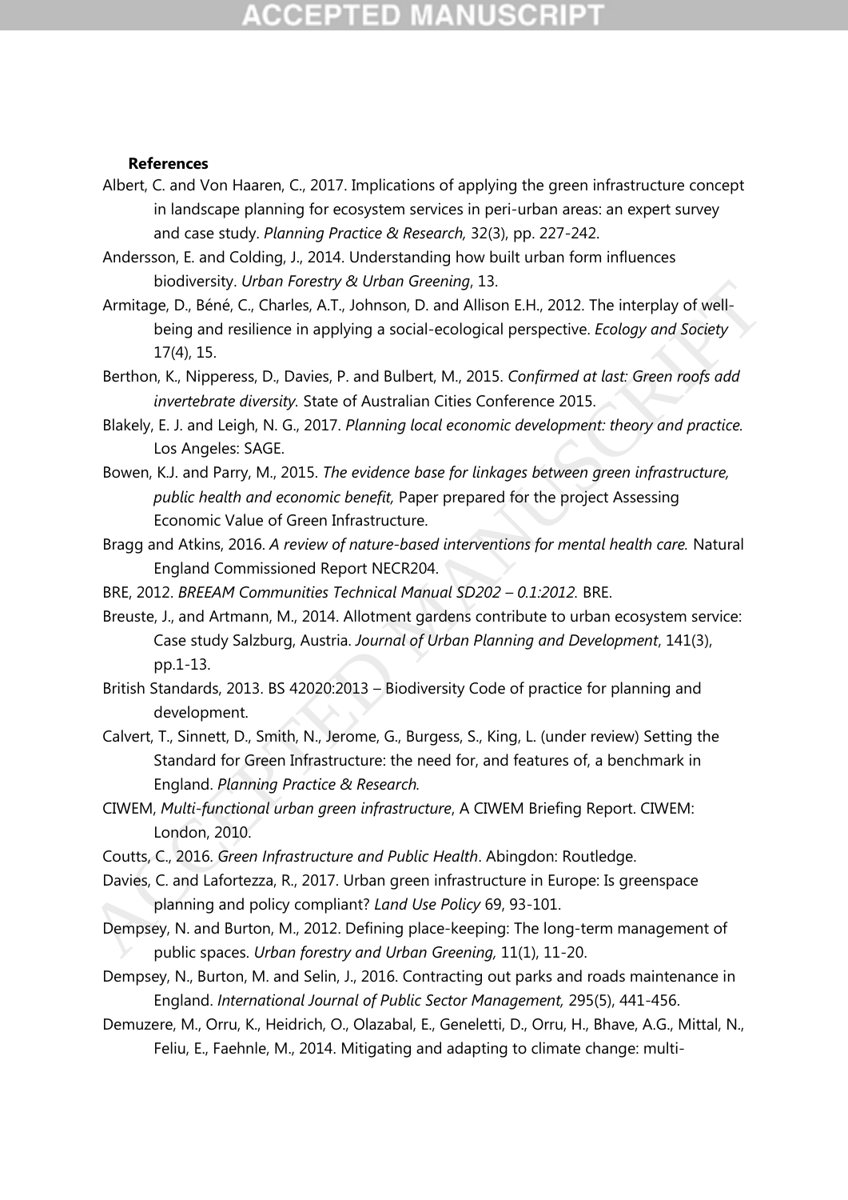**References**

Albert, C. and Von Haaren, C., 2017. Implications of applying the green infrastructure concept in landscape planning for ecosystem services in peri-urban areas: an expert survey and case study. *Planning Practice & Research,* 32(3), pp. 227-242.

Andersson, E. and Colding, J., 2014. Understanding how built urban form influences biodiversity. *Urban Forestry & Urban Greening*, 13.

Armitage, D., Béné, C., Charles, A.T., Johnson, D. and Allison E.H., 2012. The interplay of well-being and resilience in applying a social-ecological perspective. *Ecology and Society* 17(4), 15.

Berthon, K., Nipperess, D., Davies, P. and Bulbert, M., 2015. *Confirmed at last: Green roofs add invertebrate diversity.* State of Australian Cities Conference 2015.

Blakely, E. J. and Leigh, N. G., 2017. *Planning local economic development: theory and practice.* Los Angeles: SAGE.

Bowen, K.J. and Parry, M., 2015. *The evidence base for linkages between green infrastructure, public health and economic benefit,* Paper prepared for the project Assessing Economic Value of Green Infrastructure.

Bragg and Atkins, 2016. *A review of nature-based interventions for mental health care.* Natural England Commissioned Report NECR204.

BRE, 2012. *BREEAM Communities Technical Manual SD202 – 0.1:2012.* BRE.

Breuste, J., and Artmann, M., 2014. Allotment gardens contribute to urban ecosystem service: Case study Salzburg, Austria. *Journal of Urban Planning and Development*, 141(3), pp.1-13.

British Standards, 2013. BS 42020:2013 – Biodiversity Code of practice for planning and development.

Calvert, T., Sinnett, D., Smith, N., Jerome, G., Burgess, S., King, L. (under review) Setting the Standard for Green Infrastructure: the need for, and features of, a benchmark in England. *Planning Practice & Research.*

CIWEM, *Multi-functional urban green infrastructure*, A CIWEM Briefing Report. CIWEM: London, 2010.

Coutts, C., 2016. *Green Infrastructure and Public Health*. Abingdon: Routledge.

Davies, C. and Lafortezza, R., 2017. Urban green infrastructure in Europe: Is greenspace planning and policy compliant? *Land Use Policy* 69, 93-101.

Dempsey, N. and Burton, M., 2012. Defining place-keeping: The long-term management of public spaces. *Urban forestry and Urban Greening,* 11(1), 11-20.

Dempsey, N., Burton, M. and Selin, J., 2016. Contracting out parks and roads maintenance in England. *International Journal of Public Sector Management,* 295(5), 441-456.

Demuzere, M., Orru, K., Heidrich, O., Olazabal, E., Geneletti, D., Orru, H., Bhave, A.G., Mittal, N., Feliu, E., Faehnle, M., 2014. Mitigating and adapting to climate change: multi-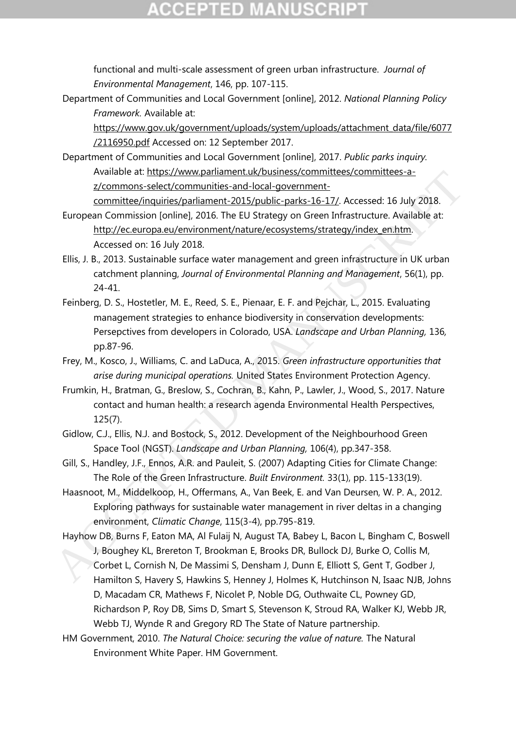functional and multi-scale assessment of green urban infrastructure. *Journal of Environmental Management*, 146, pp. 107-115.

Department of Communities and Local Government [online], 2012. *National Planning Policy Framework.* Available at: https://www.gov.uk/government/uploads/system/uploads/attachment_data/file/6077/2116950.pdf Accessed on: 12 September 2017.

Department of Communities and Local Government [online], 2017. *Public parks inquiry.* Available at: https://www.parliament.uk/business/committees/committees-a-z/commons-select/communities-and-local-government-committee/inquiries/parliament-2015/public-parks-16-17/. Accessed: 16 July 2018.

European Commission [online], 2016. The EU Strategy on Green Infrastructure. Available at: http://ec.europa.eu/environment/nature/ecosystems/strategy/index_en.htm. Accessed on: 16 July 2018.

Ellis, J. B., 2013. Sustainable surface water management and green infrastructure in UK urban catchment planning, *Journal of Environmental Planning and Management*, 56(1), pp. 24-41.

Feinberg, D. S., Hostetler, M. E., Reed, S. E., Pienaar, E. F. and Pejchar, L., 2015. Evaluating management strategies to enhance biodiversity in conservation developments: Persepctives from developers in Colorado, USA. *Landscape and Urban Planning,* 136*,* pp.87-96.

Frey, M., Kosco, J., Williams, C. and LaDuca, A., 2015. *Green infrastructure opportunities that arise during municipal operations.* United States Environment Protection Agency.

Frumkin, H., Bratman, G., Breslow, S., Cochran, B., Kahn, P., Lawler, J., Wood, S., 2017. Nature contact and human health: a research agenda Environmental Health Perspectives, 125(7).

Gidlow, C.J., Ellis, N.J. and Bostock, S., 2012. Development of the Neighbourhood Green Space Tool (NGST). *Landscape and Urban Planning,* 106(4), pp.347-358.

Gill, S., Handley, J.F., Ennos, A.R. and Pauleit, S. (2007) Adapting Cities for Climate Change: The Role of the Green Infrastructure. *Built Environment.* 33(1), pp. 115-133(19).

Haasnoot, M., Middelkoop, H., Offermans, A., Van Beek, E. and Van Deursen, W. P. A., 2012. Exploring pathways for sustainable water management in river deltas in a changing environment, *Climatic Change*, 115(3-4), pp.795-819.

Hayhow DB, Burns F, Eaton MA, Al Fulaij N, August TA, Babey L, Bacon L, Bingham C, Boswell J, Boughey KL, Brereton T, Brookman E, Brooks DR, Bullock DJ, Burke O, Collis M, Corbet L, Cornish N, De Massimi S, Densham J, Dunn E, Elliott S, Gent T, Godber J, Hamilton S, Havery S, Hawkins S, Henney J, Holmes K, Hutchinson N, Isaac NJB, Johns D, Macadam CR, Mathews F, Nicolet P, Noble DG, Outhwaite CL, Powney GD, Richardson P, Roy DB, Sims D, Smart S, Stevenson K, Stroud RA, Walker KJ, Webb JR, Webb TJ, Wynde R and Gregory RD The State of Nature partnership.

HM Government, 2010. *The Natural Choice: securing the value of nature.* The Natural Environment White Paper. HM Government.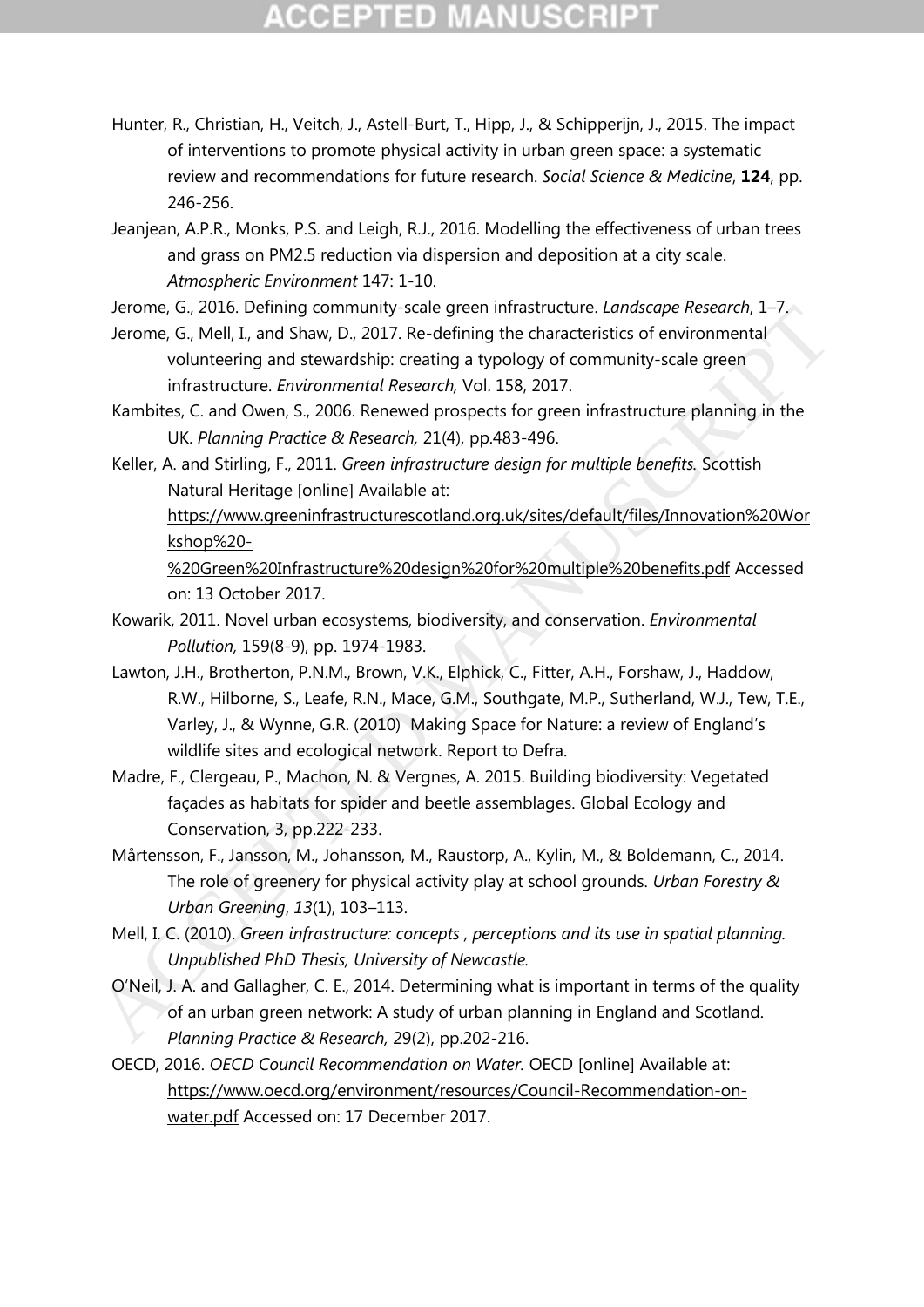Hunter, R., Christian, H., Veitch, J., Astell-Burt, T., Hipp, J., & Schipperijn, J., 2015. The impact of interventions to promote physical activity in urban green space: a systematic review and recommendations for future research. *Social Science & Medicine*, **124**, pp. 246-256.

Jeanjean, A.P.R., Monks, P.S. and Leigh, R.J., 2016. Modelling the effectiveness of urban trees and grass on PM2.5 reduction via dispersion and deposition at a city scale. *Atmospheric Environment* 147: 1-10.

Jerome, G., 2016. Defining community-scale green infrastructure. *Landscape Research*, 1–7.

Jerome, G., Mell, I., and Shaw, D., 2017. Re-defining the characteristics of environmental volunteering and stewardship: creating a typology of community-scale green infrastructure. *Environmental Research,* Vol. 158, 2017.

Kambites, C. and Owen, S., 2006. Renewed prospects for green infrastructure planning in the UK. *Planning Practice & Research,* 21(4), pp.483-496.

Keller, A. and Stirling, F., 2011. *Green infrastructure design for multiple benefits.* Scottish Natural Heritage [online] Available at: https://www.greeninfrastructurescotland.org.uk/sites/default/files/Innovation%20Workshop%20-%20Green%20Infrastructure%20design%20for%20multiple%20benefits.pdf Accessed on: 13 October 2017.

Kowarik, 2011. Novel urban ecosystems, biodiversity, and conservation. *Environmental Pollution,* 159(8-9), pp. 1974-1983.

Lawton, J.H., Brotherton, P.N.M., Brown, V.K., Elphick, C., Fitter, A.H., Forshaw, J., Haddow, R.W., Hilborne, S., Leafe, R.N., Mace, G.M., Southgate, M.P., Sutherland, W.J., Tew, T.E., Varley, J., & Wynne, G.R. (2010) Making Space for Nature: a review of England's wildlife sites and ecological network. Report to Defra.

Madre, F., Clergeau, P., Machon, N. & Vergnes, A. 2015. Building biodiversity: Vegetated façades as habitats for spider and beetle assemblages. Global Ecology and Conservation, 3, pp.222-233.

Mårtensson, F., Jansson, M., Johansson, M., Raustorp, A., Kylin, M., & Boldemann, C., 2014. The role of greenery for physical activity play at school grounds. *Urban Forestry & Urban Greening*, *13*(1), 103–113.

Mell, I. C. (2010). *Green infrastructure: concepts , perceptions and its use in spatial planning. Unpublished PhD Thesis, University of Newcastle.*

O'Neil, J. A. and Gallagher, C. E., 2014. Determining what is important in terms of the quality of an urban green network: A study of urban planning in England and Scotland. *Planning Practice & Research,* 29(2), pp.202-216.

OECD, 2016. *OECD Council Recommendation on Water.* OECD [online] Available at: https://www.oecd.org/environment/resources/Council-Recommendation-on-water.pdf Accessed on: 17 December 2017.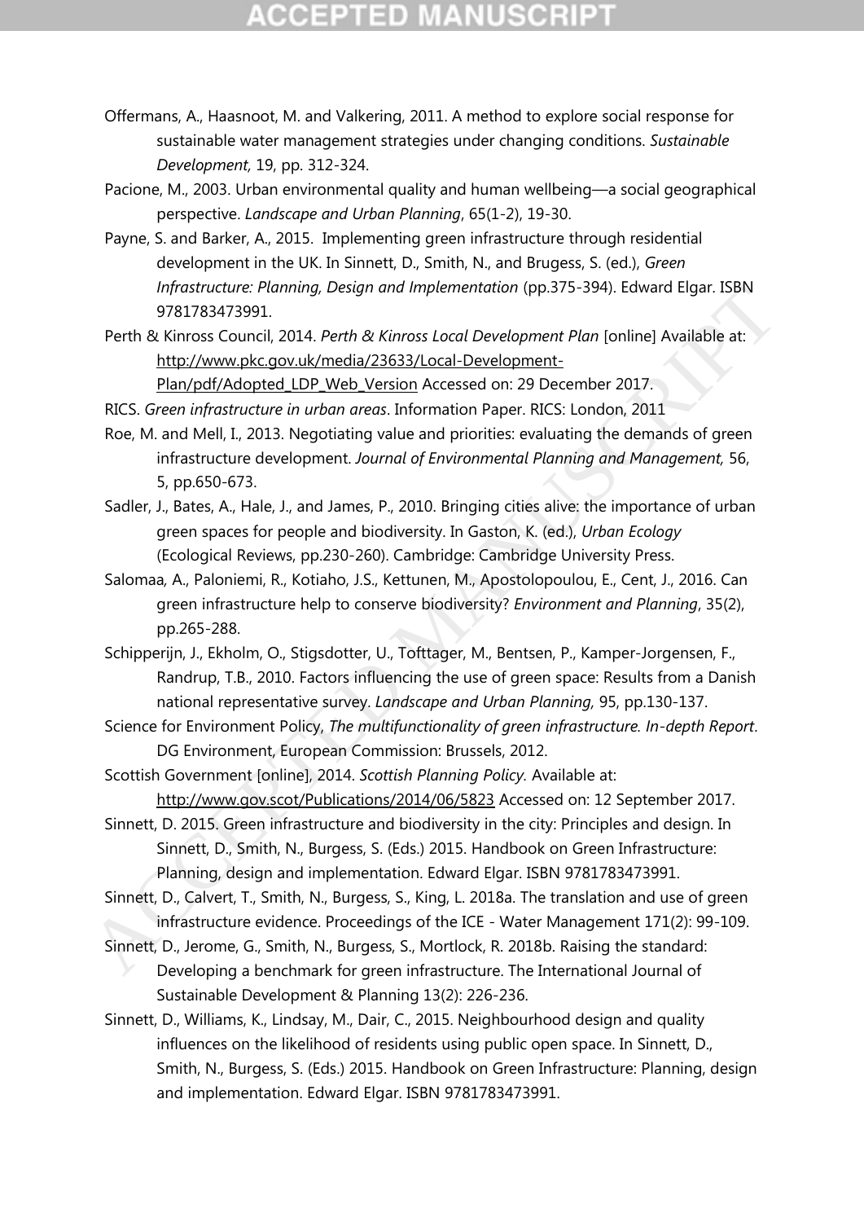Offermans, A., Haasnoot, M. and Valkering, 2011. A method to explore social response for sustainable water management strategies under changing conditions. *Sustainable Development,* 19, pp. 312-324.

Pacione, M., 2003. Urban environmental quality and human wellbeing—a social geographical perspective. *Landscape and Urban Planning*, 65(1-2), 19-30.

Payne, S. and Barker, A., 2015. Implementing green infrastructure through residential development in the UK. In Sinnett, D., Smith, N., and Brugess, S. (ed.), *Green Infrastructure: Planning, Design and Implementation* (pp.375-394). Edward Elgar. ISBN 9781783473991.

Perth & Kinross Council, 2014. *Perth & Kinross Local Development Plan* [online] Available at: http://www.pkc.gov.uk/media/23633/Local-Development-Plan/pdf/Adopted_LDP_Web_Version Accessed on: 29 December 2017.

RICS. *Green infrastructure in urban areas*. Information Paper. RICS: London, 2011

Roe, M. and Mell, I., 2013. Negotiating value and priorities: evaluating the demands of green infrastructure development. *Journal of Environmental Planning and Management,* 56, 5, pp.650-673.

Sadler, J., Bates, A., Hale, J., and James, P., 2010. Bringing cities alive: the importance of urban green spaces for people and biodiversity. In Gaston, K. (ed.), *Urban Ecology* (Ecological Reviews, pp.230-260). Cambridge: Cambridge University Press.

Salomaa, A., Paloniemi, R., Kotiaho, J.S., Kettunen, M., Apostolopoulou, E., Cent, J., 2016. Can green infrastructure help to conserve biodiversity? *Environment and Planning*, 35(2), pp.265-288.

Schipperijn, J., Ekholm, O., Stigsdotter, U., Tofttager, M., Bentsen, P., Kamper-Jorgensen, F., Randrup, T.B., 2010. Factors influencing the use of green space: Results from a Danish national representative survey. *Landscape and Urban Planning,* 95, pp.130-137.

Science for Environment Policy, *The multifunctionality of green infrastructure. In-depth Report*. DG Environment, European Commission: Brussels, 2012.

Scottish Government [online], 2014. *Scottish Planning Policy.* Available at: http://www.gov.scot/Publications/2014/06/5823 Accessed on: 12 September 2017.

Sinnett, D. 2015. Green infrastructure and biodiversity in the city: Principles and design. In Sinnett, D., Smith, N., Burgess, S. (Eds.) 2015. Handbook on Green Infrastructure: Planning, design and implementation. Edward Elgar. ISBN 9781783473991.

Sinnett, D., Calvert, T., Smith, N., Burgess, S., King, L. 2018a. The translation and use of green infrastructure evidence. Proceedings of the ICE - Water Management 171(2): 99-109.

Sinnett, D., Jerome, G., Smith, N., Burgess, S., Mortlock, R. 2018b. Raising the standard: Developing a benchmark for green infrastructure. The International Journal of Sustainable Development & Planning 13(2): 226-236.

Sinnett, D., Williams, K., Lindsay, M., Dair, C., 2015. Neighbourhood design and quality influences on the likelihood of residents using public open space. In Sinnett, D., Smith, N., Burgess, S. (Eds.) 2015. Handbook on Green Infrastructure: Planning, design and implementation. Edward Elgar. ISBN 9781783473991.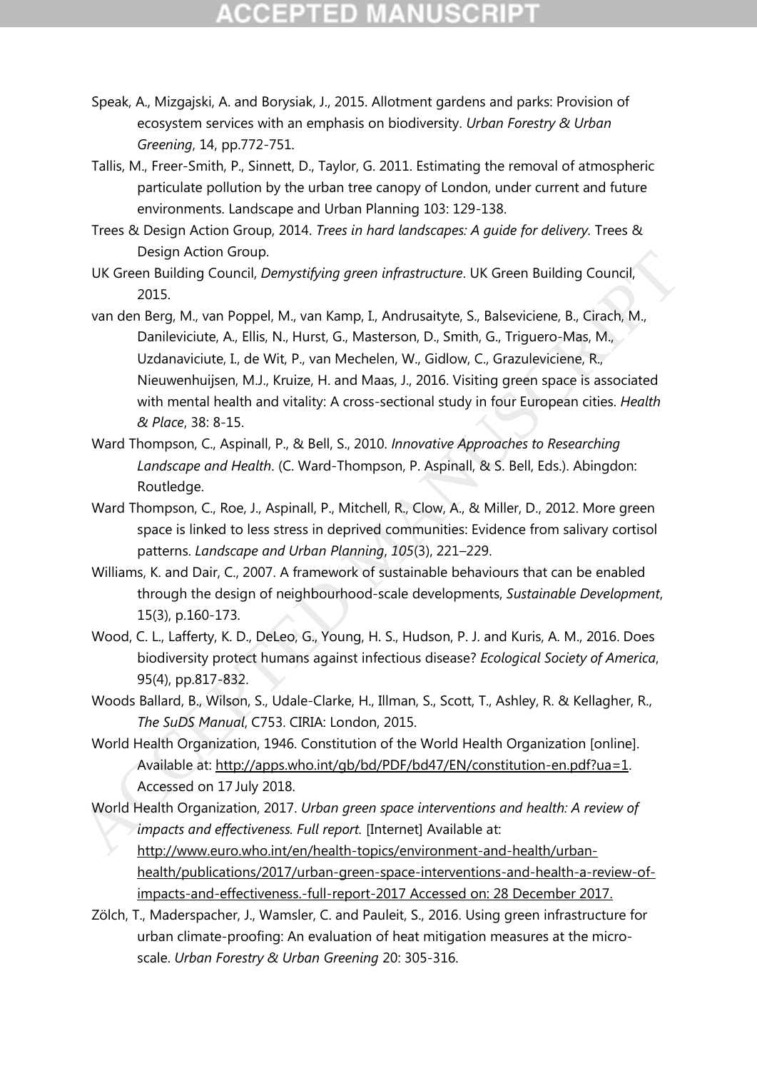Speak, A., Mizgajski, A. and Borysiak, J., 2015. Allotment gardens and parks: Provision of ecosystem services with an emphasis on biodiversity. *Urban Forestry & Urban Greening*, 14, pp.772-751.

Tallis, M., Freer-Smith, P., Sinnett, D., Taylor, G. 2011. Estimating the removal of atmospheric particulate pollution by the urban tree canopy of London, under current and future environments. Landscape and Urban Planning 103: 129-138.

Trees & Design Action Group, 2014. *Trees in hard landscapes: A guide for delivery.* Trees & Design Action Group.

UK Green Building Council, *Demystifying green infrastructure*. UK Green Building Council, 2015.

van den Berg, M., van Poppel, M., van Kamp, I., Andrusaityte, S., Balseviciene, B., Cirach, M., Danileviciute, A., Ellis, N., Hurst, G., Masterson, D., Smith, G., Triguero-Mas, M., Uzdanaviciute, I., de Wit, P., van Mechelen, W., Gidlow, C., Grazuleviciene, R., Nieuwenhuijsen, M.J., Kruize, H. and Maas, J., 2016. Visiting green space is associated with mental health and vitality: A cross-sectional study in four European cities. *Health & Place*, 38: 8-15.

Ward Thompson, C., Aspinall, P., & Bell, S., 2010. *Innovative Approaches to Researching Landscape and Health*. (C. Ward-Thompson, P. Aspinall, & S. Bell, Eds.). Abingdon: Routledge.

Ward Thompson, C., Roe, J., Aspinall, P., Mitchell, R., Clow, A., & Miller, D., 2012. More green space is linked to less stress in deprived communities: Evidence from salivary cortisol patterns. *Landscape and Urban Planning*, *105*(3), 221–229.

Williams, K. and Dair, C., 2007. A framework of sustainable behaviours that can be enabled through the design of neighbourhood-scale developments, *Sustainable Development*, 15(3), p.160-173.

Wood, C. L., Lafferty, K. D., DeLeo, G., Young, H. S., Hudson, P. J. and Kuris, A. M., 2016. Does biodiversity protect humans against infectious disease? *Ecological Society of America*, 95(4), pp.817-832.

Woods Ballard, B., Wilson, S., Udale-Clarke, H., Illman, S., Scott, T., Ashley, R. & Kellagher, R., *The SuDS Manual*, C753. CIRIA: London, 2015.

World Health Organization, 1946. Constitution of the World Health Organization [online]. Available at: http://apps.who.int/gb/bd/PDF/bd47/EN/constitution-en.pdf?ua=1. Accessed on 17 July 2018.

World Health Organization, 2017. *Urban green space interventions and health: A review of impacts and effectiveness. Full report.* [Internet] Available at: http://www.euro.who.int/en/health-topics/environment-and-health/urban-health/publications/2017/urban-green-space-interventions-and-health-a-review-of-impacts-and-effectiveness.-full-report-2017 Accessed on: 28 December 2017.

Zölch, T., Maderspacher, J., Wamsler, C. and Pauleit, S., 2016. Using green infrastructure for urban climate-proofing: An evaluation of heat mitigation measures at the micro-scale. *Urban Forestry & Urban Greening* 20: 305-316.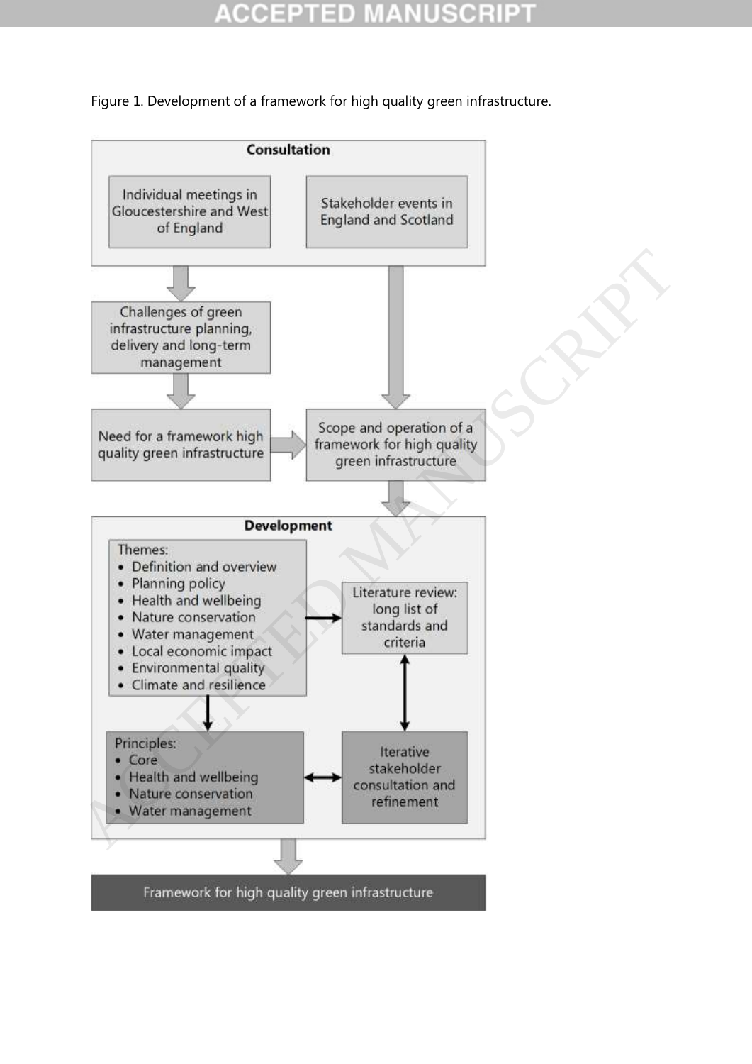Figure 1. Development of a framework for high quality green infrastructure.

Consultation

Individual meetings in Gloucestershire and West of England

Stakeholder events in England and Scotland

Challenges of green infrastructure planning, delivery and long-term management

Need for a framework high quality green infrastructure

Scope and operation of a framework for high quality green infrastructure

Development

Themes:
- Definition and overview
- Planning policy
- Health and wellbeing
- Nature conservation
- Water management
- Local economic impact
- Environmental quality
- Climate and resilience

Literature review: long list of standards and criteria

Principles:
- Core
- Health and wellbeing
- Nature conservation
- Water management

Iterative stakeholder consultation and refinement

Framework for high quality green infrastructure